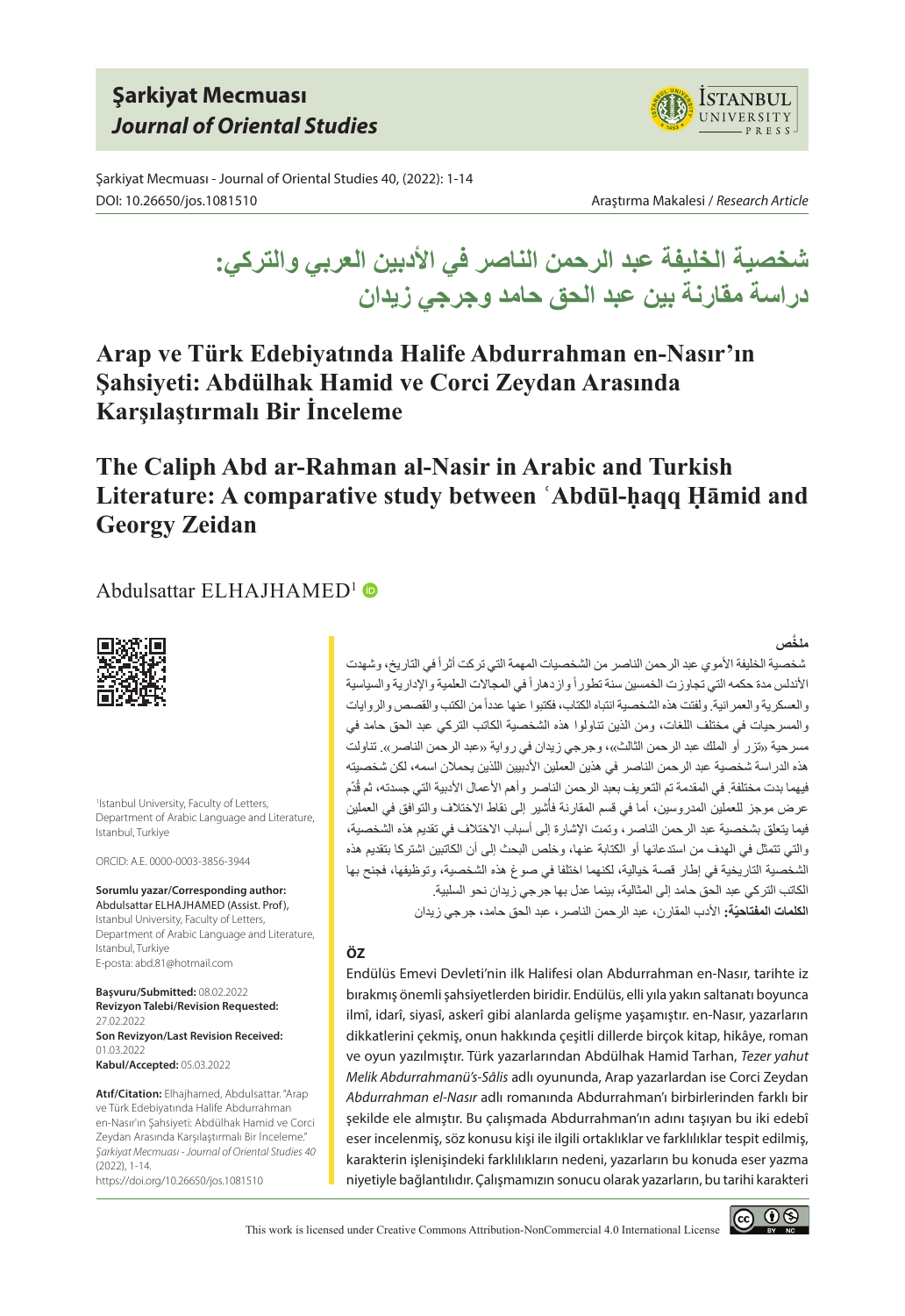# شخصية الخليفة عبد الرحمن الناصر في الأدبين العربي والتركي: دراسة مقارنة بين عبد الحق حامد وجرجي زيدان

# Arap ve Türk Edebiyatında Halife Abdurrahman en-Nasır'ın Şahsiyeti: Abdülhak Hamid ve Corci Zeydan Arasında Karşılaştırmalı Bir İnceleme

# The Caliph Abd ar-Rahman al-Nasir in Arabic and Turkish Literature: A comparative study between ʿAbdūl-ḥaqq Ḥāmid and Georgy Zeidan

Abdulsattar ELHAJHAMED[1]

[1]Istanbul University, Faculty of Letters, Department of Arabic Language and Literature, Istanbul, Turkiye

ORCID: A.E. 0000-0003-3856-3944

**Sorumlu yazar/Corresponding author:** Abdulsattar ELHAJHAMED (Assist. Prof), Istanbul University, Faculty of Letters, Department of Arabic Language and Literature, Istanbul, Turkiye
E-posta: abd.81@hotmail.com

**Başvuru/Submitted:** 08.02.2022
**Revizyon Talebi/Revision Requested:** 27.02.2022
**Son Revizyon/Last Revision Received:** 01.03.2022
**Kabul/Accepted:** 05.03.2022

**Atıf/Citation:** Elhajhamed, Abdulsattar. "Arap ve Türk Edebiyatında Halife Abdurrahman en-Nasır'ın Şahsiyeti: Abdülhak Hamid ve Corci Zeydan Arasında Karşılaştırmalı Bir İnceleme." *Şarkiyat Mecmuası - Journal of Oriental Studies 40* (2022), 1-14.
https://doi.org/10.26650/jos.1081510

**ملخَّص**

شخصية الخليفة الأموي عبد الرحمن الناصر من الشخصيات المهمة التي تركت أثراً في التاريخ، وشهدت الأندلس مدة حكمه التي تجاوزت الخمسين سنة تطوراً وازدهاراً في المجالات العلمية والإدارية والسياسية والعسكرية والعمرانية. ولفتت هذه الشخصية انتباه الكتاب، فكتبوا عنها عدداً من الكتب والقصص والروايات والمسرحيات في مختلف اللغات، ومن الذين تناولوا هذه الشخصية الكاتب التركي عبد الحق حامد في مسرحية «تزر أو الملك عبد الرحمن الثالث»، وجرجي زيدان في رواية «عبد الرحمن الناصر». تناولت هذه الدراسة شخصية عبد الرحمن الناصر في هذين العملين الأدبيين اللذين يحملان اسمه، لكن شخصيته فيهما بدت مختلفة. في المقدمة تم التعريف بعبد الرحمن الناصر وأهم الأعمال الأدبية التي جسدته، ثم قُدّم عرض موجز للعملين المدروسين، أما في قسم المقارنة فأُشير إلى نقاط الاختلاف والتوافق في العملين فيما يتعلق بشخصية عبد الرحمن الناصر، وتمت الإشارة إلى أسباب الاختلاف في تقديم هذه الشخصية، والتي تتمثل في الهدف من استدعائها أو الكتابة عنها، وخلص البحث إلى أن الكاتبين اشتركا بتقديم هذه الشخصية التاريخية في إطار قصة خيالية، لكنهما اختلفا في صوغ هذه الشخصية، وتوظيفها، فجنح بها الكاتب التركي عبد الحق حامد إلى المثالية، بينما عدل بها جرجي زيدان نحو السلبية.

**الكلمات المفتاحيّة:** الأدب المقارن، عبد الرحمن الناصر، عبد الحق حامد، جرجي زيدان

**ÖZ**

Endülüs Emevi Devleti'nin ilk Halifesi olan Abdurrahman en-Nasır, tarihte iz bırakmış önemli şahsiyetlerden biridir. Endülüs, elli yıla yakın saltanatı boyunca ilmî, idarî, siyasî, askerî gibi alanlarda gelişme yaşamıştır. en-Nasır, yazarların dikkatlerini çekmiş, onun hakkında çeşitli dillerde birçok kitap, hikâye, roman ve oyun yazılmıştır. Türk yazarlarından Abdülhak Hamid Tarhan, *Tezer yahut Melik Abdurrahmanü's-Sâlis* adlı oyununda, Arap yazarlardan ise Corci Zeydan *Abdurrahman el-Nasır* adlı romanında Abdurrahman'ı birbirlerinden farklı bir şekilde ele almıştır. Bu çalışmada Abdurrahman'ın adını taşıyan bu iki edebî eser incelenmiş, söz konusu kişi ile ilgili ortaklıklar ve farklılıklar tespit edilmiş, karakterin işlenişindeki farklılıkların nedeni, yazarların bu konuda eser yazma niyetiyle bağlantılıdır. Çalışmamızın sonucu olarak yazarlar, bu tarihi karakteri

This work is licensed under Creative Commons Attribution-NonCommercial 4.0 International License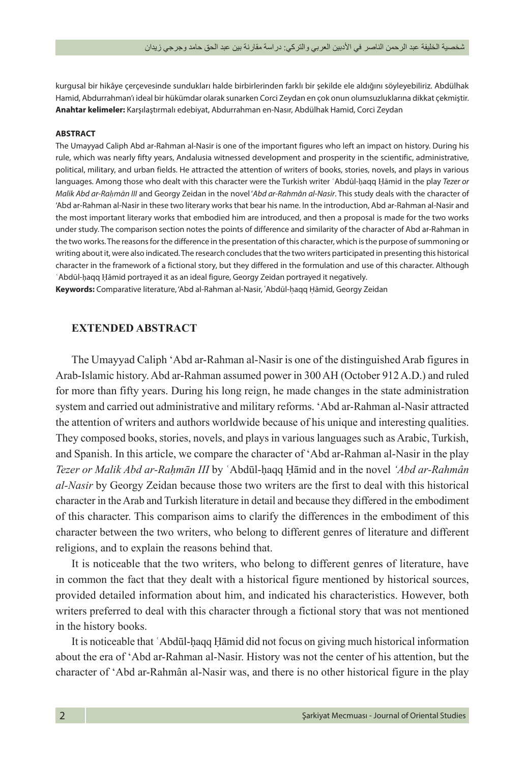kurgusal bir hikâye çerçevesinde sundukları halde birbirlerinden farklı bir şekilde ele aldığını söyleyebiliriz. Abdülhak Hamid, Abdurrahman'ı ideal bir hükümdar olarak sunarken Corci Zeydan en çok onun olumsuzluklarına dikkat çekmiştir.
**Anahtar kelimeler:** Karşılaştırmalı edebiyat, Abdurrahman en-Nasır, Abdülhak Hamid, Corci Zeydan

**ABSTRACT**

The Umayyad Caliph Abd ar-Rahman al-Nasir is one of the important figures who left an impact on history. During his rule, which was nearly fifty years, Andalusia witnessed development and prosperity in the scientific, administrative, political, military, and urban fields. He attracted the attention of writers of books, stories, novels, and plays in various languages. Among those who dealt with this character were the Turkish writer ʿAbdūl-ḥaqq Ḥāmid in the play *Tezer or Malik Abd ar-Raḥmān III* and Georgy Zeidan in the novel *'Abd ar-Rahmân al-Nasir*. This study deals with the character of 'Abd ar-Rahman al-Nasir in these two literary works that bear his name. In the introduction, Abd ar-Rahman al-Nasir and the most important literary works that embodied him are introduced, and then a proposal is made for the two works under study. The comparison section notes the points of difference and similarity of the character of Abd ar-Rahman in the two works. The reasons for the difference in the presentation of this character, which is the purpose of summoning or writing about it, were also indicated. The research concludes that the two writers participated in presenting this historical character in the framework of a fictional story, but they differed in the formulation and use of this character. Although ʿAbdūl-ḥaqq Ḥāmid portrayed it as an ideal figure, Georgy Zeidan portrayed it negatively.
**Keywords:** Comparative literature, 'Abd al-Rahman al-Nasir, ʿAbdūl-ḥaqq Ḥāmid, Georgy Zeidan

## EXTENDED ABSTRACT

The Umayyad Caliph 'Abd ar-Rahman al-Nasir is one of the distinguished Arab figures in Arab-Islamic history. Abd ar-Rahman assumed power in 300 AH (October 912 A.D.) and ruled for more than fifty years. During his long reign, he made changes in the state administration system and carried out administrative and military reforms. 'Abd ar-Rahman al-Nasir attracted the attention of writers and authors worldwide because of his unique and interesting qualities. They composed books, stories, novels, and plays in various languages such as Arabic, Turkish, and Spanish. In this article, we compare the character of 'Abd ar-Rahman al-Nasir in the play *Tezer or Malik Abd ar-Raḥmān III* by ʿAbdūl-ḥaqq Ḥāmid and in the novel *'Abd ar-Rahmân al-Nasir* by Georgy Zeidan because those two writers are the first to deal with this historical character in the Arab and Turkish literature in detail and because they differed in the embodiment of this character. This comparison aims to clarify the differences in the embodiment of this character between the two writers, who belong to different genres of literature and different religions, and to explain the reasons behind that.

It is noticeable that the two writers, who belong to different genres of literature, have in common the fact that they dealt with a historical figure mentioned by historical sources, provided detailed information about him, and indicated his characteristics. However, both writers preferred to deal with this character through a fictional story that was not mentioned in the history books.

It is noticeable that ʿAbdūl-ḥaqq Ḥāmid did not focus on giving much historical information about the era of 'Abd ar-Rahman al-Nasir. History was not the center of his attention, but the character of 'Abd ar-Rahmân al-Nasir was, and there is no other historical figure in the play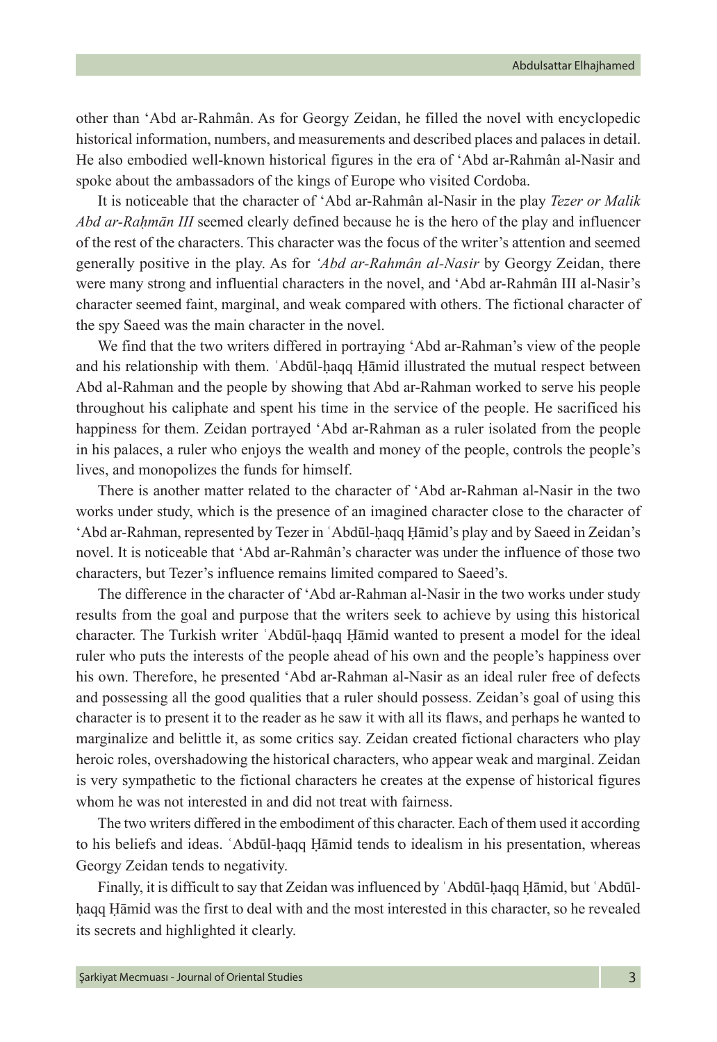other than ‘Abd ar-Rahmân. As for Georgy Zeidan, he filled the novel with encyclopedic historical information, numbers, and measurements and described places and palaces in detail. He also embodied well-known historical figures in the era of ‘Abd ar-Rahmân al-Nasir and spoke about the ambassadors of the kings of Europe who visited Cordoba.

It is noticeable that the character of ‘Abd ar-Rahmân al-Nasir in the play *Tezer or Malik Abd ar-Raḥmān III* seemed clearly defined because he is the hero of the play and influencer of the rest of the characters. This character was the focus of the writer’s attention and seemed generally positive in the play. As for *‘Abd ar-Rahmân al-Nasir* by Georgy Zeidan, there were many strong and influential characters in the novel, and ‘Abd ar-Rahmân III al-Nasir’s character seemed faint, marginal, and weak compared with others. The fictional character of the spy Saeed was the main character in the novel.

We find that the two writers differed in portraying ‘Abd ar-Rahman’s view of the people and his relationship with them. ʿAbdūl-ḥaqq Ḥāmid illustrated the mutual respect between Abd al-Rahman and the people by showing that Abd ar-Rahman worked to serve his people throughout his caliphate and spent his time in the service of the people. He sacrificed his happiness for them. Zeidan portrayed ‘Abd ar-Rahman as a ruler isolated from the people in his palaces, a ruler who enjoys the wealth and money of the people, controls the people’s lives, and monopolizes the funds for himself.

There is another matter related to the character of ‘Abd ar-Rahman al-Nasir in the two works under study, which is the presence of an imagined character close to the character of ‘Abd ar-Rahman, represented by Tezer in ʿAbdūl-ḥaqq Ḥāmid’s play and by Saeed in Zeidan’s novel. It is noticeable that ‘Abd ar-Rahmân’s character was under the influence of those two characters, but Tezer’s influence remains limited compared to Saeed’s.

The difference in the character of ‘Abd ar-Rahman al-Nasir in the two works under study results from the goal and purpose that the writers seek to achieve by using this historical character. The Turkish writer ʿAbdūl-ḥaqq Ḥāmid wanted to present a model for the ideal ruler who puts the interests of the people ahead of his own and the people’s happiness over his own. Therefore, he presented ‘Abd ar-Rahman al-Nasir as an ideal ruler free of defects and possessing all the good qualities that a ruler should possess. Zeidan’s goal of using this character is to present it to the reader as he saw it with all its flaws, and perhaps he wanted to marginalize and belittle it, as some critics say. Zeidan created fictional characters who play heroic roles, overshadowing the historical characters, who appear weak and marginal. Zeidan is very sympathetic to the fictional characters he creates at the expense of historical figures whom he was not interested in and did not treat with fairness.

The two writers differed in the embodiment of this character. Each of them used it according to his beliefs and ideas. ʿAbdūl-ḥaqq Ḥāmid tends to idealism in his presentation, whereas Georgy Zeidan tends to negativity.

Finally, it is difficult to say that Zeidan was influenced by ʿAbdūl-ḥaqq Ḥāmid, but ʿAbdūl-ḥaqq Ḥāmid was the first to deal with and the most interested in this character, so he revealed its secrets and highlighted it clearly.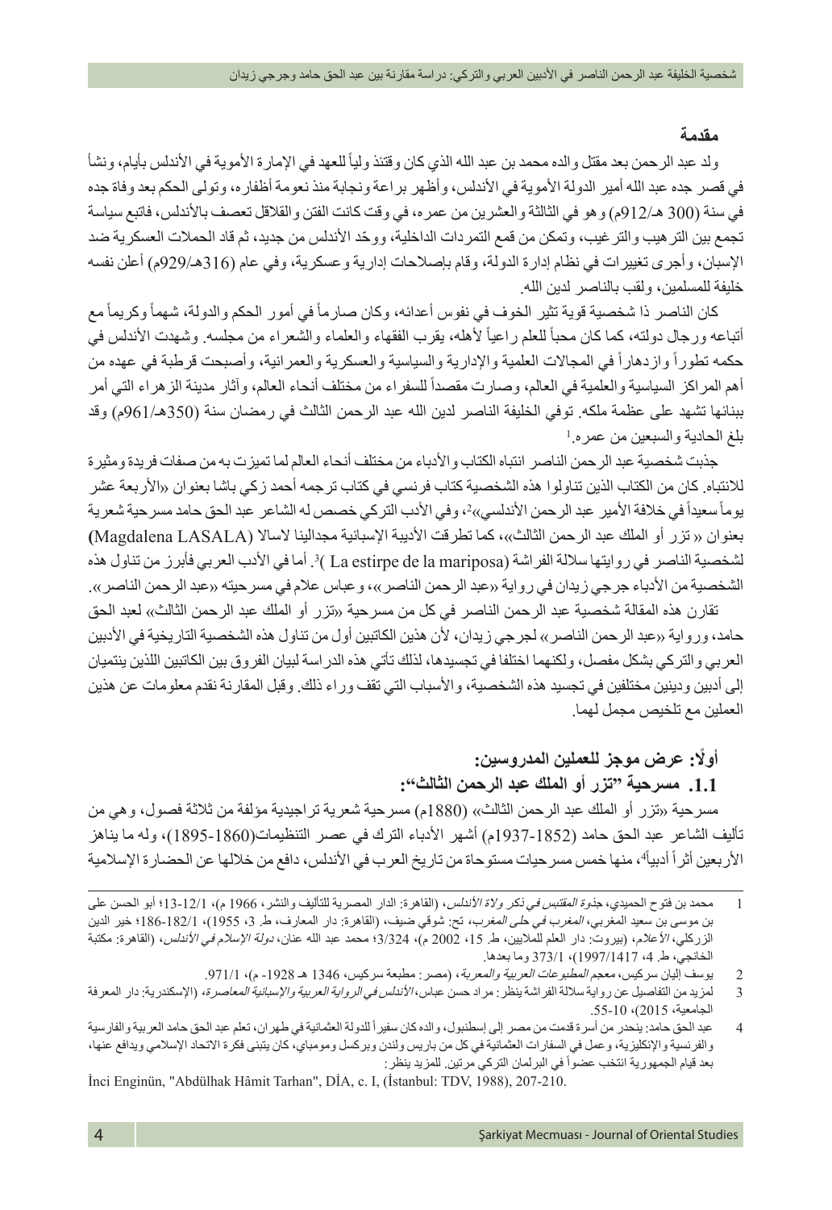## مقدمة

ولد عبد الرحمن بعد مقتل والده محمد بن عبد الله الذي كان وقتئذ ولياً للعهد في الإمارة الأموية في الأندلس بأيام، ونشأ في قصر جده عبد الله أمير الدولة الأموية في الأندلس، وأظهر براعة ونجابة منذ نعومة أظفاره، وتولى الحكم بعد وفاة جده في سنة (300 هـ/912م) وهو في الثالثة والعشرين من عمره، في وقت كانت الفتن والقلاقل تعصف بالأندلس، فاتبع سياسة تجمع بين الترهيب والترغيب، وتمكن من قمع التمردات الداخلية، ووحّد الأندلس من جديد، ثم قاد الحملات العسكرية ضد الإسبان، وأجرى تغييرات في نظام إدارة الدولة، وقام بإصلاحات إدارية وعسكرية، وفي عام (316هـ/929م) أعلن نفسه خليفة للمسلمين، ولقب بالناصر لدين الله.

كان الناصر ذا شخصية قوية تثير الخوف في نفوس أعدائه، وكان صارماً في أمور الحكم والدولة، شهماً وكريماً مع أتباعه ورجال دولته، كما كان محباً للعلم راعياً لأهله، يقرب الفقهاء والعلماء والشعراء من مجلسه. وشهدت الأندلس في حكمه تطوراً وازدهاراً في المجالات العلمية والإدارية والسياسية والعسكرية والعمرانية، وأصبحت قرطبة في عهده من أهم المراكز السياسية والعلمية في العالم، وصارت مقصداً للسفراء من مختلف أنحاء العالم، وآثار مدينة الزهراء التي أمر ببنائها تشهد على عظمة ملكه. توفي الخليفة الناصر لدين الله عبد الرحمن الثالث في رمضان سنة (350هـ/961م) وقد بلغ الحادية والسبعين من عمره.[1]

جذبت شخصية عبد الرحمن الناصر انتباه الكتاب والأدباء من مختلف أنحاء العالم لما تميزت به من صفات فريدة ومثيرة للانتباه. كان من الكتاب الذين تناولوا هذه الشخصية كتاب فرنسي في كتاب ترجمه أحمد زكي باشا بعنوان «الأربعة عشر يوماً سعيداً في خلافة الأمير عبد الرحمن الأندلسي»[2]، وفي الأدب التركي خصص له الشاعر عبد الحق حامد مسرحية شعرية بعنوان « تزر أو الملك عبد الرحمن الثالث»، كما تطرقت الأديبة الإسبانية مجدالينا لاسالا (Magdalena LASALA) لشخصية الناصر في روايتها سلالة الفراشة (La estirpe de la mariposa )[3]. أما في الأدب العربي فأبرز من تناول هذه الشخصية من الأدباء جرجي زيدان في رواية «عبد الرحمن الناصر»، وعباس علام في مسرحيته «عبد الرحمن الناصر».

تقارن هذه المقالة شخصية عبد الرحمن الناصر في كل من مسرحية «تزر أو الملك عبد الرحمن الثالث» لعبد الحق حامد، ورواية «عبد الرحمن الناصر» لجرجي زيدان، لأن هذين الكاتبين أول من تناول هذه الشخصية التاريخية في الأدبين العربي والتركي بشكل مفصل، ولكنهما اختلفا في تجسيدها، لذلك تأتي هذه الدراسة لبيان الفروق بين الكاتبين اللذين ينتميان إلى أدبين ودينين مختلفين في تجسيد هذه الشخصية، والأسباب التي تقف وراء ذلك. وقبل المقارنة نقدم معلومات عن هذين العملين مع تلخيص مجمل لهما.

### أولًا: عرض موجز للعملين المدروسين:

### 1.1. مسرحية "تزر أو الملك عبد الرحمن الثالث":

مسرحية «تزر أو الملك عبد الرحمن الثالث» (1880م) مسرحية شعرية تراجيدية مؤلفة من ثلاثة فصول، وهي من تأليف الشاعر عبد الحق حامد (1852-1937م) أشهر الأدباء الترك في عصر التنظيمات(1860-1895م)، وله ما يناهز الأربعين أثراً أدبياً[4]، منها خمس مسرحيات مستوحاة من تاريخ العرب في الأندلس، دافع من خلالها عن الحضارة الإسلامية

---

1 محمد بن فتوح الحميدي، *جذوة المقتبس في ذكر ولاة الأندلس*، (القاهرة: الدار المصرية للتأليف والنشر، 1966 م)، 1/12-13؛ أبو الحسن علي بن موسى بن سعيد المغربي، *المغرب في حلى المغرب*، تح: شوقي ضيف، (القاهرة: دار المعارف، ط. 3، 1955)، 1/182-186؛ خير الدين الزركلي، *الأعلام*، (بيروت: دار العلم للملايين، ط. 15، 2002 م)، 3/324؛ محمد عبد الله عنان، *دولة الإسلام في الأندلس*، (القاهرة: مكتبة الخانجي، ط. 4، 1417/1997)، 1/373 وما بعدها.

2 يوسف إليان سركيس، *معجم المطبوعات العربية والمعربة*، (مصر: مطبعة سركيس، 1346 هـ 1928- م)، 1/971.

3 لمزيد من التفاصيل عن رواية سلالة الفراشة ينظر: مراد حسن عباس، *الأندلس في الرواية العربية والإسبانية المعاصرة*، (الإسكندرية: دار المعرفة الجامعية، 2015)، 10-55.

4 عبد الحق حامد: ينحدر من أسرة قدمت من مصر إلى إسطنبول، والده كان سفيراً للدولة العثمانية في طهران، تعلم عبد الحق حامد العربية والفارسية والفرنسية والإنكليزية، وعمل في السفارات العثمانية في كل من باريس ولندن وبركسل ومومباي، كان يتبنى فكرة الاتحاد الإسلامي ويدافع عنها، بعد قيام الجمهورية انتخب عضواً في البرلمان التركي مرتين. للمزيد ينظر:

İnci Enginün, "Abdülhak Hâmit Tarhan", DİA, c. I, (İstanbul: TDV, 1988), 207-210.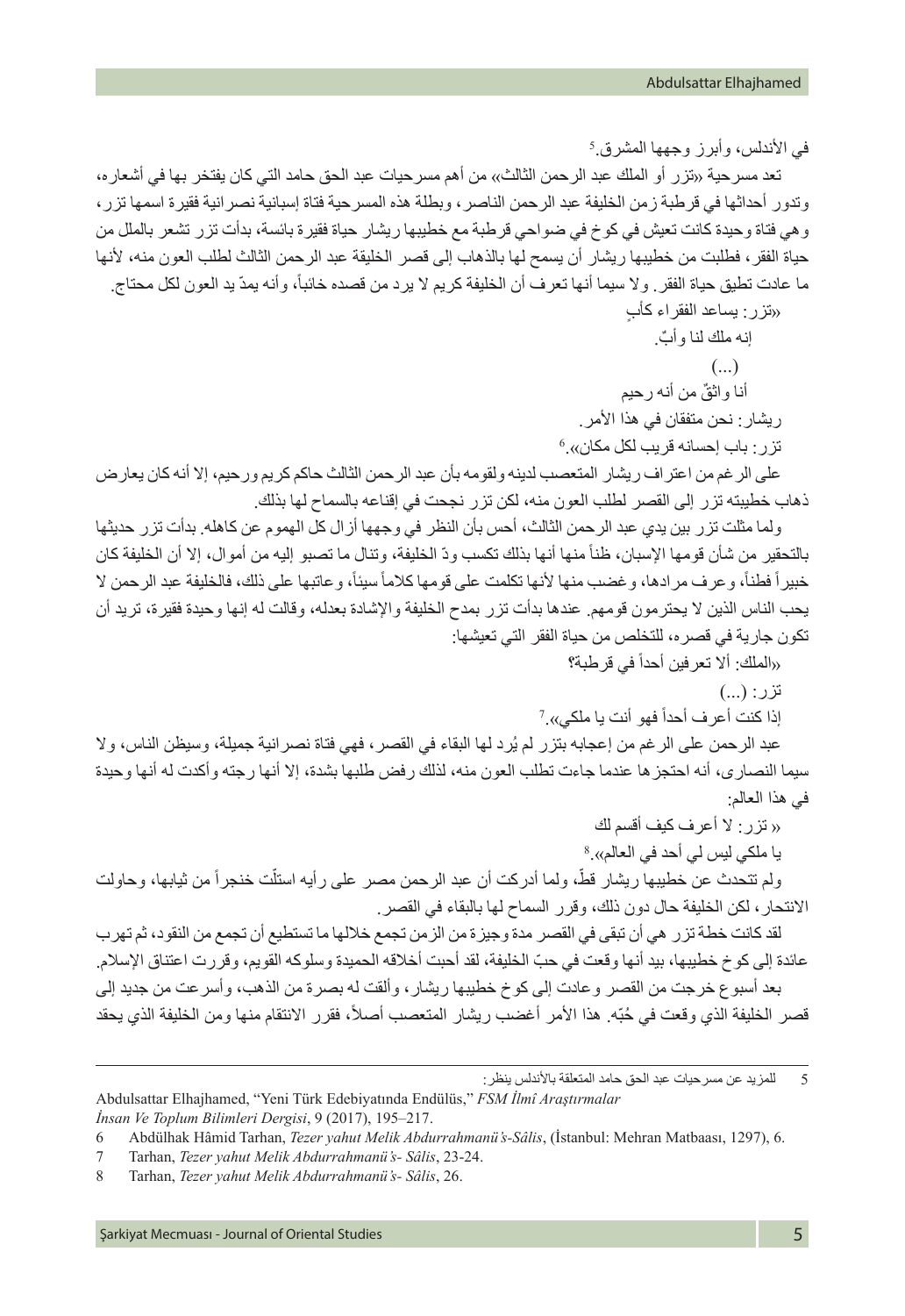في الأندلس، وأبرز وجهها المشرق.[5]

تعد مسرحية «تزر أو الملك عبد الرحمن الثالث» من أهم مسرحيات عبد الحق حامد التي كان يفتخر بها في أشعاره، وتدور أحداثها في قرطبة زمن الخليفة عبد الرحمن الناصر، وبطلة هذه المسرحية فتاة إسبانية نصرانية فقيرة اسمها تزر، وهي فتاة وحيدة كانت تعيش في كوخ في ضواحي قرطبة مع خطيبها ريشار حياة فقيرة بائسة، بدأت تزر تشعر بالملل من حياة الفقر، فطلبت من خطيبها ريشار أن يسمح لها بالذهاب إلى قصر الخليفة عبد الرحمن الثالث لطلب العون منه، لأنها ما عادت تطيق حياة الفقر. ولا سيما أنها تعرف أن الخليفة كريم لا يرد من قصده خائباً، وأنه يمدّ يد العون لكل محتاج.

«تزر: يساعد الفقراء كأبٍ

إنه ملك لنا وأبٌ.

(...)

أنا واثقٌ من أنه رحيم

ريشار: نحن متفقان في هذا الأمر.

تزر: باب إحسانه قريب لكل مكان».[6]

على الرغم من اعتراف ريشار المتعصب لدينه ولقومه بأن عبد الرحمن الثالث حاكم كريم ورحيم، إلا أنه كان يعارض ذهاب خطيبته تزر إلى القصر لطلب العون منه، لكن تزر نجحت في إقناعه بالسماح لها بذلك.

ولما مثلت تزر بين يدي عبد الرحمن الثالث، أحس بأن النظر في وجهها أزال كل الهموم عن كاهله. بدأت تزر حديثها بالتحقير من شأن قومها الإسبان، ظناً منها أنها بذلك تكسب ودّ الخليفة، وتنال ما تصبو إليه من أموال، إلا أن الخليفة كان خبيراً فطناً، وعرف مرادها، وغضب منها لأنها تكلمت على قومها كلاماً سيئاً، وعاتبها على ذلك، فالخليفة عبد الرحمن لا يحب الناس الذين لا يحترمون قومهم. عندها بدأت تزر بمدح الخليفة والإشادة بعدله، وقالت له إنها وحيدة فقيرة، تريد أن تكون جارية في قصره، للتخلص من حياة الفقر التي تعيشها:

«الملك: ألا تعرفين أحداً في قرطبة؟

تزر: (...)

إذا كنت أعرف أحداً فهو أنت يا ملكي».[7]

عبد الرحمن على الرغم من إعجابه بتزر لم يُرد لها البقاء في القصر، فهي فتاة نصرانية جميلة، وسيظن الناس، ولا سيما النصارى، أنه احتجزها عندما جاءت تطلب العون منه، لذلك رفض طلبها بشدة، إلا أنها رجته وأكدت له أنها وحيدة في هذا العالم:

« تزر: لا أعرف كيف أقسم لك

يا ملكي ليس لي أحد في العالم».[8]

ولم تتحدث عن خطيبها ريشار قطّ، ولما أدركت أن عبد الرحمن مصر على رأيه استلّت خنجراً من ثيابها، وحاولت الانتحار، لكن الخليفة حال دون ذلك، وقرر السماح لها بالبقاء في القصر.

لقد كانت خطة تزر هي أن تبقى في القصر مدة وجيزة من الزمن تجمع خلالها ما تستطيع أن تجمع من النقود، ثم تهرب عائدة إلى كوخ خطيبها، بيد أنها وقعت في حبّ الخليفة، لقد أحبت أخلاقه الحميدة وسلوكه القويم، وقررت اعتناق الإسلام.

بعد أسبوع خرجت من القصر وعادت إلى كوخ خطيبها ريشار، وألقت له بصرة من الذهب، وأسرعت من جديد إلى قصر الخليفة الذي وقعت في حُبّه. هذا الأمر أغضب ريشار المتعصب أصلاً، فقرر الانتقام منها ومن الخليفة الذي يحقد

---

5 للمزيد عن مسرحيات عبد الحق حامد المتعلقة بالأندلس ينظر:

Abdulsattar Elhajhamed, "Yeni Türk Edebiyatında Endülüs," *FSM İlmî Araştırmalar İnsan Ve Toplum Bilimleri Dergisi*, 9 (2017), 195–217.

6 Abdülhak Hâmid Tarhan, *Tezer yahut Melik Abdurrahmanü's-Sâlis*, (İstanbul: Mehran Matbaası, 1297), 6.

7 Tarhan, *Tezer yahut Melik Abdurrahmanü's- Sâlis*, 23-24.

8 Tarhan, *Tezer yahut Melik Abdurrahmanü's- Sâlis*, 26.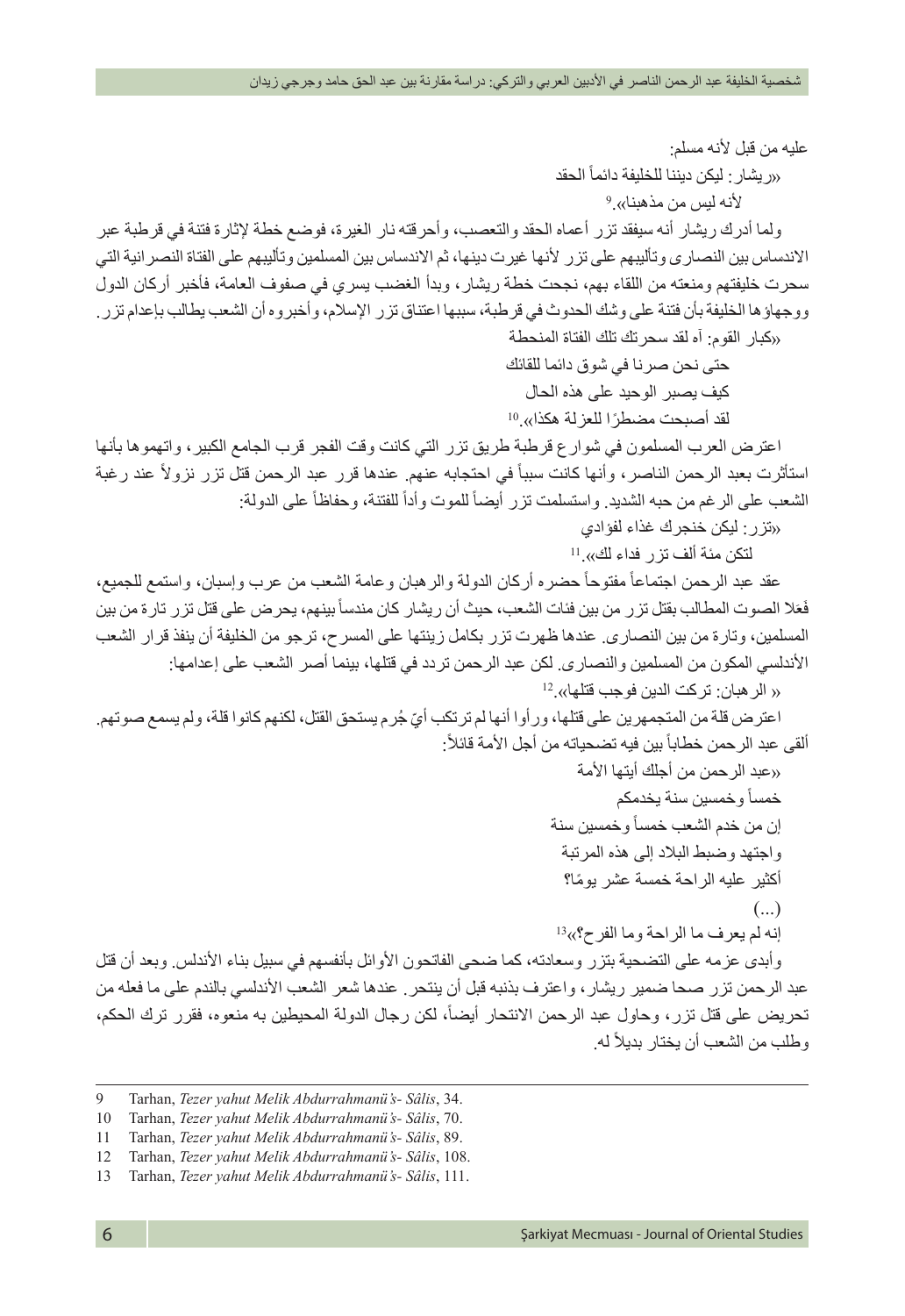عليه من قبل لأنه مسلم:

«ريشار: ليكن ديننا للخليفة دائماً الحقد

لأنه ليس من مذهبنا».[9]

ولما أدرك ريشار أنه سيفقد تزر أعماه الحقد والتعصب، وأحرقته نار الغيرة، فوضع خطة لإثارة فتنة في قرطبة عبر الاندساس بين النصارى وتأليبهم على تزر لأنها غيرت دينها، ثم الاندساس بين المسلمين وتأليبهم على الفتاة النصرانية التي سحرت خليفتهم ومنعته من اللقاء بهم، نجحت خطة ريشار، وبدأ الغضب يسري في صفوف العامة، فأخبر أركان الدول ووجهاؤ ها الخليفة بأن فتنة على وشك الحدوث في قرطبة، سببها اعتناق تزر الإسلام، وأخبروه أن الشعب يطالب بإعدام تزر.

«كبار القوم: آه لقد سحرتك تلك الفتاة المنحطة

حتى نحن صرنا في شوق دائما للقائك

كيف يصبر الوحيد على هذه الحال

لقد أصبحت مضطرًا للعزلة هكذا».[10]

اعترض العرب المسلمون في شوارع قرطبة طريق تزر التي كانت وقت الفجر قرب الجامع الكبير، واتهموها بأنها استأثرت بعبد الرحمن الناصر، وأنها كانت سبباً في احتجابه عنهم. عندها قرر عبد الرحمن قتل تزر نزولاً عند رغبة الشعب على الرغم من حبه الشديد. واستسلمت تزر أيضاً للموت وأدأ للفتنة، وحفاظاً على الدولة:

«تزر: ليكن خنجرك غذاء لفؤادي

لتكن مئة ألف تزر فداء لك».[11]

عقد عبد الرحمن اجتماعاً مفتوحاً حضره أركان الدولة والرهبان وعامة الشعب من عرب وإسبان، واستمع للجميع، فعلا الصوت المطالب بقتل تزر من بين فئات الشعب، حيث أن ريشار كان مندساً بينهم، يحرض على قتل تزر تارة من بين المسلمين، وتارة من بين النصارى. عندها ظهرت تزر بكامل زينتها على المسرح، ترجو من الخليفة أن ينفذ قرار الشعب الأندلسي المكون من المسلمين والنصارى. لكن عبد الرحمن تردد في قتلها، بينما أصر الشعب على إعدامها:

« الرهبان: تركت الدين فوجب قتلها».[12]

اعترض قلة من المتجمهرين على قتلها، ورأوا أنها لم ترتكب أيّ جُرم يستحق القتل، لكنهم كانوا قلة، ولم يسمع صوتهم. ألقى عبد الرحمن خطاباً بين فيه تضحياته من أجل الأمة قائلاً:

«عبد الرحمن من أجلك أيتها الأمة

خمساً وخمسين سنة يخدمكم

إن من خدم الشعب خمساً وخمسين سنة

واجتهد وضبط البلاد إلى هذه المرتبة

أكثير عليه الراحة خمسة عشر يومًا؟

(...)

إنه لم يعرف ما الراحة وما الفرح؟»[13]

وأبدى عزمه على التضحية بتزر وسعادته، كما ضحى الفاتحون الأوائل بأنفسهم في سبيل بناء الأندلس. وبعد أن قتل عبد الرحمن تزر صحا ضمير ريشار، واعترف بذنبه قبل أن ينتحر. عندها شعر الشعب الأندلسي بالندم على ما فعله من تحريض على قتل تزر، وحاول عبد الرحمن الانتحار أيضاً، لكن رجال الدولة المحيطين به منعوه، فقرر ترك الحكم، وطلب من الشعب أن يختار بديلاً له.

---

9 Tarhan, *Tezer yahut Melik Abdurrahmanü's- Sâlis*, 34.

10 Tarhan, *Tezer yahut Melik Abdurrahmanü's- Sâlis*, 70.

11 Tarhan, *Tezer yahut Melik Abdurrahmanü's- Sâlis*, 89.

12 Tarhan, *Tezer yahut Melik Abdurrahmanü's- Sâlis*, 108.

13 Tarhan, *Tezer yahut Melik Abdurrahmanü's- Sâlis*, 111.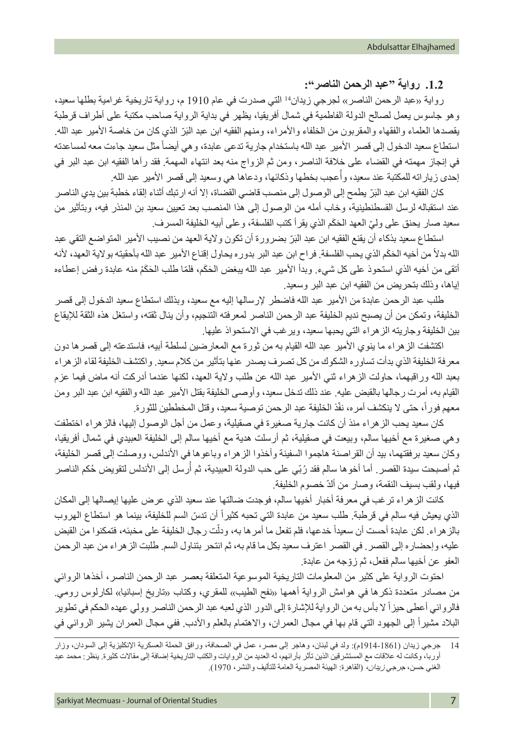### 1.2. رواية "عبد الرحمن الناصر":

رواية «عبد الرحمن الناصر» لجرجي زيدان[14] التي صدرت في عام 1910 م، رواية تاريخية غرامية بطلها سعيد، وهو جاسوس يعمل لصالح الدولة الفاطمية في شمال أفريقيا، يظهر في بداية الرواية صاحب مكتبة على أطراف قرطبة يقصدها العلماء والفقهاء والمقربون من الخلفاء والأمراء، ومنهم الفقيه ابن عبد البَرّ الذي كان من خاصة الأمير عبد الله. استطاع سعيد الدخول إلى قصر الأمير عبد الله باستخدام جارية تدعى عابدة، وهي أيضاً مثل سعيد جاءت معه لمساعدته في إنجاز مهمته في القضاء على خلافة الناصر، ومن ثم الزواج منه بعد انتهاء المهمة. فقد رآها الفقيه ابن عبد البر في إحدى زياراته للمكتبة عند سعيد، وأُعجب بخطها وذكائها، ودعاها هي وسعيد إلى قصر الأمير عبد الله.

كان الفقيه ابن عبد البَرّ يطمح إلى الوصول إلى منصب قاضي القضاة، إلا أنه ارتبك أثناء إلقاء خطبة بين يدي الناصر عند استقباله لرسل القسطنطينية، وخاب أمله من الوصول إلى هذا المنصب بعد تعيين سعيد بن المنذر فيه، وبتأثير من سعيد صار يحنق على وليّ العهد الحَكَم الذي يقرأ كتب الفلسفة، وعلى أبيه الخليفة المسرف.

استطاع سعيد بذكاء أن يقنع الفقيه ابن عبد البَرّ بضرورة أن تكون ولاية العهد من نصيب الأمير المتواضع التقي عبد الله بدلاً من أخيه الحَكَم الذي يحب الفلسفة. فراح ابن عبد البر بدوره يحاول إقناع الأمير عبد الله بأحقيته بولاية العهد، لأنه أتقى من أخيه الذي استحوذ على كل شيء. وبدأ الأمير عبد الله يبغض الحَكَم، فلمّا طلب الحَكَمُ منه عابدة رفض إعطاءه إياها، وذلك بتحريض من الفقيه ابن عبد البر وسعيد.

طلب عبد الرحمن عابدة من الأمير عبد الله فاضطر لإرسالها إليه مع سعيد، وبذلك استطاع سعيد الدخول إلى قصر الخليفة، وتمكن من أن يصبح نديم الخليفة عبد الرحمن الناصر لمعرفته التنجيم، وأن ينال ثقته، واستغل هذه الثقة للإيقاع بين الخليفة وجاريته الزهراء التي يحبها سعيد، ويرغب في الاستحواذ عليها.

اكتشفت الزهراء ما ينوي الأمير عبد الله القيام به من ثورة مع المعارضين لسلطة أبيه، فاستدعته إلى قصرها دون معرفة الخليفة الذي بدأت تساوره الشكوك من كل تصرف يصدر عنها بتأثير من كلام سعيد. واكتشف الخليفة لقاء الزهراء بعبد الله وراقبهما، حاولت الزهراء ثني الأمير عبد الله عن طلب ولاية العهد، لكنها عندما أدركت أنه ماض فيما عزم القيام به، أمرت رجالها بالقبض عليه. عند ذلك تدخل سعيد، وأوصى الخليفة بقتل الأمير عبد الله والفقيه ابن عبد البر ومن معهم فوراً، حتى لا ينكشف أمره، نفّذ الخليفة عبد الرحمن توصية سعيد، وقتل المخططين للثورة.

كان سعيد يحب الزهراء منذ أن كانت جارية صغيرة في صقيلية، وعمل من أجل الوصول إليها، فالزهراء اختطفت وهي صغيرة مع أخيها سالم، وبيعت في صقيلية، ثم أرسلت هدية مع أخيها سالم إلى الخليفة العبيدي في شمال أفريقيا، وكان سعيد برفقتهما، بيد أن القراصنة هاجموا السفينة وأخذوا الزهراء وباعوها في الأندلس، ووصلت إلى قصر الخليفة، ثم أصبحت سيدة القصر. أما أخوها سالم فقد رُبّي على حب الدولة العبيدية، ثم أُرسل إلى الأندلس لتقويض حُكم الناصر فيها، ولقب بسيف النقمة، وصار من ألدّ خصوم الخليفة.

كانت الزهراء ترغب في معرفة أخبار أخيها سالم، فوجدت ضالتها عند سعيد الذي عرض عليها إيصالها إلى المكان الذي يعيش فيه سالم في قرطبة. طلب سعيد من عابدة التي تحبه كثيراً أن تدسّ السم للخليفة، بينما هو استطاع الهروب بالزهراء. لكن عابدة أحست أن سعيداً خدعها، فلم تفعل ما أمرها به، ودلّت رجال الخليفة على مخبئه، فتمكنوا من القبض عليه، وإحضاره إلى القصر. في القصر اعترف سعيد بكل ما قام به، ثم انتحر بتناول السم. طلبت الزهراء من عبد الرحمن العفو عن أخيها سالم ففعل، ثم زوّجه من عابدة.

احتوت الرواية على كثير من المعلومات التاريخية الموسوعية المتعلقة بعصر عبد الرحمن الناصر، أخذها الروائي من مصادر متعددة ذكرها في هوامش الرواية أهمها «نفح الطيب» للمقري، وكتاب «تاريخ إسبانيا» لكارلوس رومي. فالروائي أعطى حيزاً لا بأس به من الرواية للإشارة إلى الدور الذي لعبه عبد الرحمن الناصر وولي عهده الحكم في تطوير البلاد مشيراً إلى الجهود التي قام بها في مجال العمران، والاهتمام بالعلم والأدب. ففي مجال العمران يشير الروائي في

---

14 جرجي زيدان (1861-1914م): ولد في لبنان، وهاجر إلى مصر، عمل في الصحافة، ورافق الحملة العسكرية الإنكليزية إلى السودان، وزار أوربا، وكانت له علاقات مع المستشرقين الذين تأثر بآرائهم، له العديد من الروايات والكتب التاريخية إضافة إلى مقالات كثيرة. ينظر: محمد عبد الغني حسن، جرجي *زيدان*، (القاهرة: الهيئة المصرية العامة للتأليف والنشر، 1970).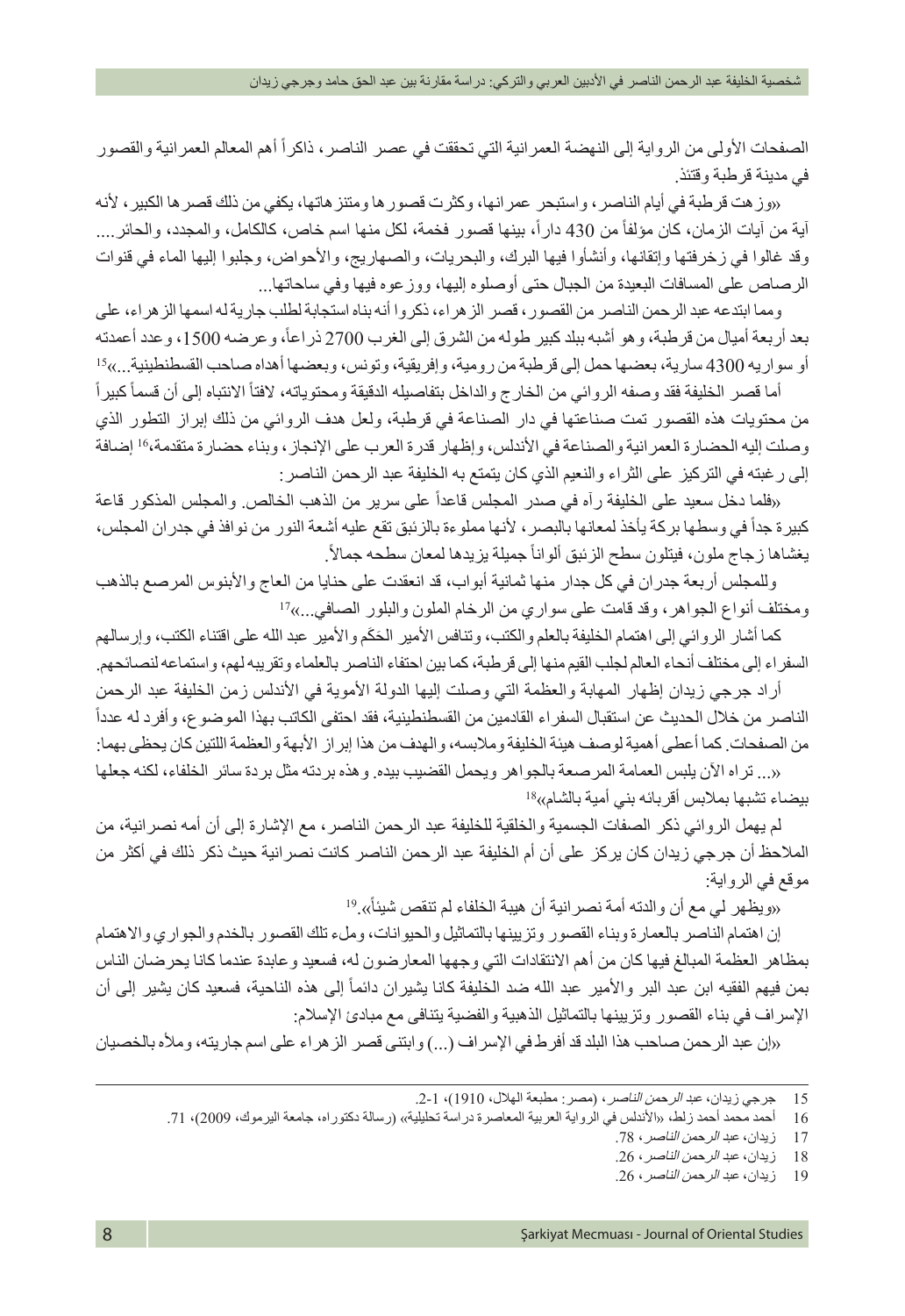الصفحات الأولى من الرواية إلى النهضة العمرانية التي تحققت في عصر الناصر، ذاكراً أهم المعالم العمرانية والقصور في مدينة قرطبة وقتئذ.

«وزهت قرطبة في أيام الناصر، واستبحر عمرانها، وكثرت قصورها ومتنزهاتها، يكفي من ذلك قصرها الكبير، لأنه آية من آيات الزمان، كان مؤلفاً من 430 داراً، بينها قصور فخمة، لكل منها اسم خاص، كالكامل، والمجدد، والحائر.... وقد غالوا في زخرفتها وإتقانها، وأنشأوا فيها البرك، والبحريات، والصهاريج، والأحواض، وجلبوا إليها الماء في قنوات الرصاص على المسافات البعيدة من الجبال حتى أوصلوه إليها، ووزعوه فيها وفي ساحاتها...

ومما ابتدعه عبد الرحمن الناصر من القصور، قصر الزهراء، ذكروا أنه بناه استجابة لطلب جارية له اسمها الزهراء، على بعد أربعة أميال من قرطبة، وهو أشبه ببلد كبير طوله من الشرق إلى الغرب 2700 ذراعاً، وعرضه 1500، وعدد أعمدته أو سواريه 4300 سارية، بعضها حمل إلى قرطبة من رومية، وإفريقية، وتونس، وبعضها أهداه صاحب القسطنطينية...»[15]

أما قصر الخليفة فقد وصفه الروائي من الخارج والداخل بتفاصيله الدقيقة ومحتوياته، لافتاً الانتباه إلى أن قسماً كبيراً من محتويات هذه القصور تمت صناعتها في دار الصناعة في قرطبة، ولعل هدف الروائي من ذلك إبراز التطور الذي وصلت إليه الحضارة العمرانية والصناعة في الأندلس، وإظهار قدرة العرب على الإنجاز، وبناء حضارة متقدمة،[16] إضافة إلى رغبته في التركيز على الثراء والنعيم الذي كان يتمتع به الخليفة عبد الرحمن الناصر:

«فلما دخل سعيد على الخليفة رآه في صدر المجلس قاعداً على سرير من الذهب الخالص. والمجلس المذكور قاعة كبيرة جداً في وسطها بركة يأخذ لمعانها بالبصر، لأنها مملوءة بالزئبق تقع عليه أشعة النور من نوافذ في جدران المجلس، يغشاها زجاج ملون، فيتلون سطح الزئبق ألواناً جميلة يزيدها لمعان سطحه جمالاً.

وللمجلس أربعة جدران في كل جدار منها ثمانية أبواب، قد انعقدت على حنايا من العاج والأبنوس المرصع بالذهب ومختلف أنواع الجواهر، وقد قامت على سواري من الرخام الملون والبلور الصافي...»[17]

كما أشار الروائي إلى اهتمام الخليفة بالعلم والكتب، وتنافس الأمير الحَكَم والأمير عبد الله على اقتناء الكتب، وإرسالهم السفراء إلى مختلف أنحاء العالم لجلب القيم منها إلى قرطبة، كما بين احتفاء الناصر بالعلماء وتقريبه لهم، واستماعه لنصائحهم.

أراد جرجي زيدان إظهار المهابة والعظمة التي وصلت إليها الدولة الأموية في الأندلس زمن الخليفة عبد الرحمن الناصر من خلال الحديث عن استقبال السفراء القادمين من القسطنطينية، فقد احتفى الكاتب بهذا الموضوع، وأفرد له عدداً من الصفحات. كما أعطى أهمية لوصف هيئة الخليفة وملابسه، والهدف من هذا إبراز الأبهة والعظمة اللتين كان يحظى بهما:

«... تراه الآن يلبس العمامة المرصعة بالجواهر ويحمل القضيب بيده. وهذه بردته مثل بردة سائر الخلفاء، لكنه جعلها بيضاء تشبها بملابس أقربائه بني أمية بالشام»[18]

لم يهمل الروائي ذكر الصفات الجسمية والخلقية للخليفة عبد الرحمن الناصر، مع الإشارة إلى أن أمه نصرانية، من الملاحظ أن جرجي زيدان كان يركز على أن أم الخليفة عبد الرحمن الناصر كانت نصرانية حيث ذكر ذلك في أكثر من موقع في الرواية:

«ويظهر لي مع أن والدته أمة نصرانية أن هيبة الخلفاء لم تنقص شيئاً».[19]

إن اهتمام الناصر بالعمارة وبناء القصور وتزيينها بالتماثيل والحيوانات، وملء تلك القصور بالخدم والجواري والاهتمام بمظاهر العظمة المبالغ فيها كان من أهم الانتقادات التي وجهها المعارضون له، فسعيد وعابدة عندما كانا يحرضان الناس بمن فيهم الفقيه ابن عبد البر والأمير عبد الله ضد الخليفة كانا يشيران دائماً إلى هذه الناحية، فسعيد كان يشير إلى أن الإسراف في بناء القصور وتزيينها بالتماثيل الذهبية والفضية يتنافى مع مبادئ الإسلام:

«إن عبد الرحمن صاحب هذا البلد قد أفرط في الإسراف (...) وابتنى قصر الزهراء على اسم جاريته، وملأه بالخصيان

---

15 جرجي زيدان، *عبد الرحمن الناصر*، (مصر: مطبعة الهلال، 1910)، 1-2.

16 أحمد محمد أحمد زلط، «الأندلس في الرواية العربية المعاصرة دراسة تحليلية» (رسالة دكتوراه، جامعة اليرموك، 2009)، 71.

17 زيدان، *عبد الرحمن الناصر*، 78.

18 زيدان، *عبد الرحمن الناصر*، 26.

19 زيدان، *عبد الرحمن الناصر*، 26.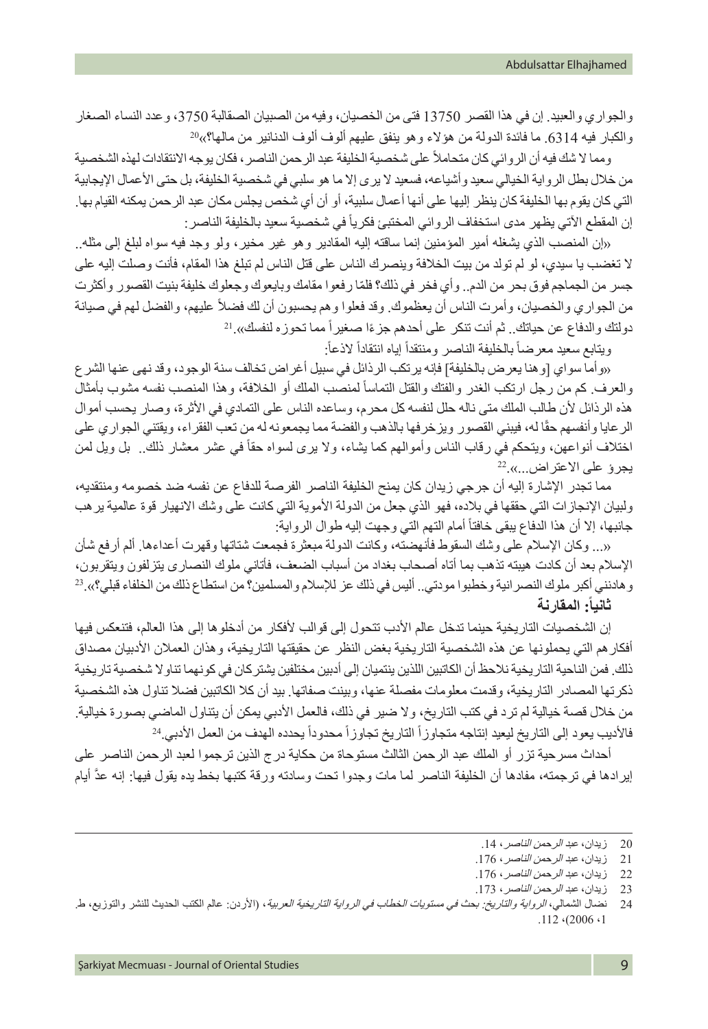والجواري والعبيد. إن في هذا القصر 13750 فتى من الخصيان، وفيه من الصبيان الصقالبة 3750، وعدد النساء الصغار والكبار فيه 6314. ما فائدة الدولة من هؤلاء وهو ينفق عليهم ألوف ألوف الدنانير من مالها؟»[20]

ومما لا شك فيه أن الروائي كان متحاملاً على شخصية الخليفة عبد الرحمن الناصر، فكان يوجه الانتقادات لهذه الشخصية من خلال بطل الرواية الخيالي سعيد وأشياعه، فسعيد لا يرى إلا ما هو سلبي في شخصية الخليفة، بل حتى الأعمال الإيجابية التي كان يقوم بها الخليفة كان ينظر إليها على أنها أعمال سلبية، أو أن أي شخص يجلس مكان عبد الرحمن يمكنه القيام بها. إن المقطع الآتي يظهر مدى استخفاف الروائي المختبئ فكرياً في شخصية سعيد بالخليفة الناصر:

«إن المنصب الذي يشغله أمير المؤمنين إنما ساقته إليه المقادير وهو غير مخير، ولو وجد فيه سواه لبلغ إلى مثله.. لا تغضب يا سيدي، لو لم تولد من بيت الخلافة وينصرك الناس على قتل الناس لم تبلغ هذا المقام، فأنت وصلت إليه على جسر من الجماجم فوق بحر من الدم.. وأي فخر في ذلك؟ فلمّا رفعوا مقامك وبايعوك وجعلوك خليفة بنيت القصور وأكثرت من الجواري والخصيان، وأمرت الناس أن يعظموك. وقد فعلوا وهم يحسبون أن لك فضلاً عليهم، والفضل لهم في صيانة دولتك والدفاع عن حياتك.. ثم أنت تنكر على أحدهم جزءاً صغيراً مما تحوزه لنفسك».[21]

ويتابع سعيد معرضاً بالخليفة الناصر ومنتقداً إياه انتقاداً لاذعاً:

«وأما سواي [وهنا يعرض بالخليفة] فإنه يرتكب الرذائل في سبيل أغراض تخالف سنة الوجود، وقد نهى عنها الشرع والعرف. كم من رجل ارتكب الغدر والفتك والقتل التماساً لمنصب الملك أو الخلافة، وهذا المنصب نفسه مشوب بأمثال هذه الرذائل لأن طالب الملك متى ناله حلل لنفسه كل محرم، وساعده الناس على التمادي في الأثرة، وصار يحسب أموال الرعايا وأنفسهم حقًا له، فيبني القصور ويزخرفها بالذهب والفضة مما يجمعونه له من تعب الفقراء، ويقتني الجواري على اختلاف أنواعهن، ويتحكم في رقاب الناس وأموالهم كما يشاء، ولا يرى لسواه حقاً في عشر معشار ذلك.. بل ويل لمن يجرؤ على الاعتراض...».[22]

مما تجدر الإشارة إليه أن جرجي زيدان كان يمنح الخليفة الناصر الفرصة للدفاع عن نفسه ضد خصومه ومنتقديه، ولبيان الإنجازات التي حققها في بلاده، فهو الذي جعل من الدولة الأموية التي كانت على وشك الانهيار قوة عالمية يرهب جانبها، إلا أن هذا الدفاع يبقى خافتاً أمام التهم التي وجهت إليه طوال الرواية:

«... وكان الإسلام على وشك السقوط فأنهضته، وكانت الدولة مبعثرة فجمعت شتاتها وقهرت أعداءها. ألم أرفع شأن الإسلام بعد أن كادت هيبته تذهب بما أتاه أصحاب بغداد من أسباب الضعف، فأتاني ملوك النصارى يتزلفون ويتقربون، وهادنني أكبر ملوك النصرانية وخطبوا مودتي.. أليس في ذلك عز للإسلام والمسلمين؟ من استطاع ذلك من الخلفاء قبلي؟».[23]

## ثانياً: المقارنة

إن الشخصيات التاريخية حينما تدخل عالم الأدب تتحول إلى قوالب لأفكار من أدخلوها إلى هذا العالم، فتنعكس فيها أفكارهم التي يحملونها عن هذه الشخصية التاريخية بغض النظر عن حقيقتها التاريخية، وهذان العملان الأدبيان مصداق ذلك. فمن الناحية التاريخية نلاحظ أن الكاتبين اللذين ينتميان إلى أدبين مختلفين يشتركان في كونهما تناولا شخصية تاريخية ذكرتها المصادر التاريخية، وقدمت معلومات مفصلة عنها، وبينت صفاتها. بيد أن كلا الكاتبين فضلا تناول هذه الشخصية من خلال قصة خيالية لم ترد في كتب التاريخ، ولا ضير في ذلك، فالعمل الأدبي يمكن أن يتناول الماضي بصورة خيالية. فالأديب يعود إلى التاريخ ليعيد إنتاجه متجاوزاً التاريخ تجاوزاً محدوداً يحدده الهدف من العمل الأدبي.[24]

أحداث مسرحية تزر أو الملك عبد الرحمن الثالث مستوحاة من حكاية درج الذين ترجموا لعبد الرحمن الناصر على إيرادها في ترجمته، مفادها أن الخليفة الناصر لما مات وجدوا تحت وسادته ورقة كتبها بخط يده يقول فيها: إنه عدّ أيام

---

20 زيدان، *عبد الرحمن الناصر*، 14.

21 زيدان، *عبد الرحمن الناصر*، 176.

22 زيدان، *عبد الرحمن الناصر*، 176.

23 زيدان، *عبد الرحمن الناصر*، 173.

24 نضال الشمالي، *الرواية والتاريخ: بحث في مستويات الخطاب في الرواية التاريخية العربية*، (الأردن: عالم الكتب الحديث للنشر والتوزيع، ط. 1، 2006)، 112.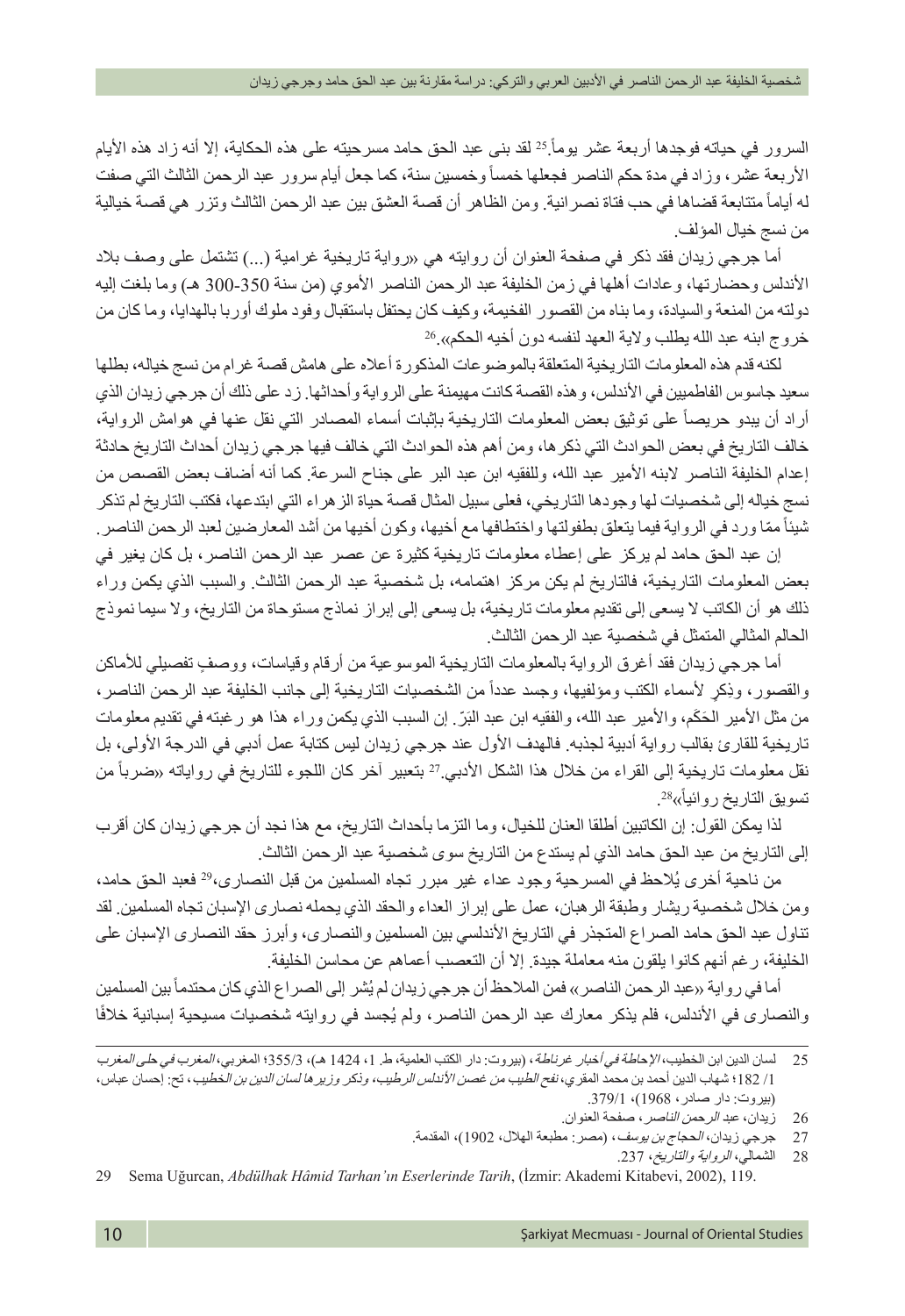السرور في حياته فوجدها أربعة عشر يوماً.[25] لقد بنى عبد الحق حامد مسرحيته على هذه الحكاية، إلا أنه زاد هذه الأيام الأربعة عشر، وزاد في مدة حكم الناصر فجعلها خمساً وخمسين سنة، كما جعل أيام سرور عبد الرحمن الثالث التي صفت له أياماً متتابعة قضاها في حب فتاة نصرانية. ومن الظاهر أن قصة العشق بين عبد الرحمن الثالث وتزر هي قصة خيالية من نسج خيال المؤلف.

أما جرجي زيدان فقد ذكر في صفحة العنوان أن روايته هي «رواية تاريخية غرامية (...) تشتمل على وصف بلاد الأندلس وحضارتها، وعادات أهلها في زمن الخليفة عبد الرحمن الناصر الأموي (من سنة 350-300 هـ) وما بلغت إليه دولته من المنعة والسيادة، وما بناه من القصور الفخيمة، وكيف كان يحتفل باستقبال وفود ملوك أوربا بالهدايا، وما كان من خروج ابنه عبد الله يطلب ولاية العهد لنفسه دون أخيه الحكم».[26]

لكنه قدم هذه المعلومات التاريخية المتعلقة بالموضوعات المذكورة أعلاه على هامش قصة غرام من نسج خياله، بطلها سعيد جاسوس الفاطميين في الأندلس، وهذه القصة كانت مهيمنة على الرواية وأحداثها. زد على ذلك أن جرجي زيدان الذي أراد أن يبدو حريصاً على توثيق بعض المعلومات التاريخية بإثبات أسماء المصادر التي نقل عنها في هوامش الرواية، خالف التاريخ في بعض الحوادث التي ذكرها، ومن أهم هذه الحوادث التي خالف فيها جرجي زيدان أحداث التاريخ حادثة إعدام الخليفة الناصر لابنه الأمير عبد الله، وللفقيه ابن عبد البر على جناح السرعة. كما أنه أضاف بعض القصص من نسج خياله إلى شخصيات لها وجودها التاريخي، فعلى سبيل المثال قصة حياة الزهراء التي ابتدعها، فكتب التاريخ لم تذكر شيئاً ممّا ورد في الرواية فيما يتعلق بطفولتها واختطافها مع أخيها، وكون أخيها من أشد المعارضين لعبد الرحمن الناصر.

إن عبد الحق حامد لم يركز على إعطاء معلومات تاريخية كثيرة عن عصر عبد الرحمن الناصر، بل كان يغير في بعض المعلومات التاريخية، فالتاريخ لم يكن مركز اهتمامه، بل شخصية عبد الرحمن الثالث. والسبب الذي يكمن وراء ذلك هو أن الكاتب لا يسعى إلى تقديم معلومات تاريخية، بل يسعى إلى إبراز نماذج مستوحاة من التاريخ، ولا سيما نموذج الحالم المثالي المتمثل في شخصية عبد الرحمن الثالث.

أما جرجي زيدان فقد أغرق الرواية بالمعلومات التاريخية الموسوعية من أرقام وقياسات، ووصفٍ تفصيلي للأماكن والقصور، وذِكرٍ لأسماء الكتب ومؤلفيها، وجسد عدداً من الشخصيات التاريخية إلى جانب الخليفة عبد الرحمن الناصر، من مثل الأمير الحَكَم، والأمير عبد الله، والفقيه ابن عبد البَرّ. إن السبب الذي يكمن وراء هذا هو رغبته في تقديم معلومات تاريخية للقارئ بقالب رواية أدبية لجذبه. فالهدف الأول عند جرجي زيدان ليس كتابة عمل أدبي في الدرجة الأولى، بل نقل معلومات تاريخية إلى القراء من خلال هذا الشكل الأدبي.[27] بتعبير آخر كان اللجوء للتاريخ في رواياته «ضرباً من تسويق التاريخ روائياً»[28].

لذا يمكن القول: إن الكاتبين أطلقا العنان للخيال، وما التزما بأحداث التاريخ، مع هذا نجد أن جرجي زيدان كان أقرب إلى التاريخ من عبد الحق حامد الذي لم يستدع من التاريخ سوى شخصية عبد الرحمن الثالث.

من ناحية أخرى يُلاحظ في المسرحية وجود عداء غير مبرر تجاه المسلمين من قبل النصارى،[29] فعبد الحق حامد، ومن خلال شخصية ريشار وطبقة الرهبان، عمل على إبراز العداء والحقد الذي يحمله نصارى الإسبان تجاه المسلمين. لقد تناول عبد الحق حامد الصراع المتجذر في التاريخ الأندلسي بين المسلمين والنصارى، وأبرز حقد النصارى الإسبان على الخليفة، رغم أنهم كانوا يلقون منه معاملة جيدة. إلا أن التعصب أعماهم عن محاسن الخليفة.

أما في رواية «عبد الرحمن الناصر» فمن الملاحظ أن جرجي زيدان لم يُشِر إلى الصراع الذي كان محتدماً بين المسلمين والنصارى في الأندلس، فلم يذكر معارك عبد الرحمن الناصر، ولم يُجسد في روايته شخصيات مسيحية إسبانية خلافًا

---

25 لسان الدين ابن الخطيب، *الإحاطة في أخبار غرناطة*، (بيروت: دار الكتب العلمية، ط 1، 1424 هـ)، 355/3؛ المغربي، *المغرب في حلى المغرب* 1/ 182؛ شهاب الدين أحمد بن محمد المقري، *نفح الطيب من غصن الأندلس الرطيب، وذكر وزيرها لسان الدين بن الخطيب*، تح: إحسان عباس، (بيروت: دار صادر، 1968)، 379/1.

26 زيدان، *عبد الرحمن الناصر*، صفحة العنوان.

27 جرجي زيدان، *الحجاج بن يوسف*، (مصر: مطبعة الهلال، 1902)، المقدمة.

28 الشمالي، *الرواية والتاريخ*، 237.

29 Sema Uğurcan, *Abdülhak Hâmid Tarhan'ın Eserlerinde Tarih*, (İzmir: Akademi Kitabevi, 2002), 119.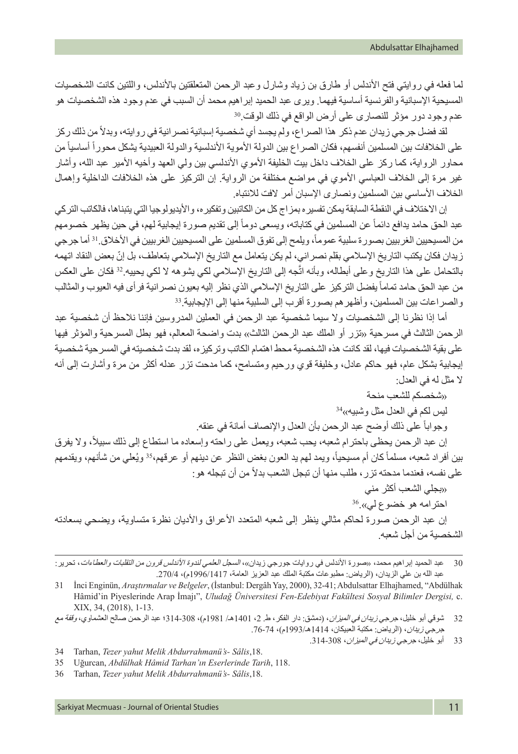لما فعله في روايتي فتح الأندلس أو طارق بن زياد وشارل وعبد الرحمن المتعلقتين بالأندلس، واللتين كانت الشخصيات المسيحية الإسبانية والفرنسية أساسية فيهما. ويرى عبد الحميد إبراهيم محمد أن السبب في عدم وجود هذه الشخصيات هو عدم وجود دور مؤثر للنصارى على أرض الواقع في ذلك الوقت.[30]

لقد فضل جرجي زيدان عدم ذكر هذا الصراع، ولم يجسد أي شخصية إسبانية نصرانية في روايته، وبدلاً من ذلك ركز على الخلافات بين المسلمين أنفسهم، فكان الصراع بين الدولة الأموية الأندلسية والدولة العبيدية يشكل محوراً أساسياً من محاور الرواية، كما ركز على الخلاف داخل بيت الخليفة الأموي الأندلسي بين ولي العهد وأخيه الأمير عبد الله، وأشار غير مرة إلى الخلاف العباسي الأموي في مواضع مختلفة من الرواية. إن التركيز على هذه الخلافات الداخلية وإهمال الخلاف الأساسي بين المسلمين ونصارى الإسبان أمر لافت للانتباه.

إن الاختلاف في النقطة السابقة يمكن تفسيره بمزاج كل من الكاتبين وتفكيره، والأيديولوجيا التي يتبناها، فالكاتب التركي عبد الحق حامد يدافع دائماً عن المسلمين في كتاباته، ويسعى دوماً إلى تقديم صورة إيجابية لهم، في حين يظهر خصومهم من المسيحيين الغربيين بصورة سلبية عموماً، ويلمح إلى تفوق المسلمين على المسيحيين الغربيين في الأخلاق.[31] أما جرجي زيدان فكان يكتب التاريخ الإسلامي بقلم نصراني، لم يكن يتعامل مع التاريخ الإسلامي بتعاطف، بل إنّ بعض النقاد اتهمه بالتحامل على هذا التاريخ وعلى أبطاله، وبأنه اتَّجه إلى التاريخ الإسلامي لكي يشوهه لا لكي يحييه.[32] فكان على العكس من عبد الحق حامد تماماً يفضل التركيز على التاريخ الإسلامي الذي نظر إليه بعيون نصرانية فرأى فيه العيوب والمثالب والصراعات بين المسلمين، وأظهرهم بصورة أقرب إلى السلبية منها إلى الإيجابية.[33]

أما إذا نظرنا إلى الشخصيات ولا سيما شخصية عبد الرحمن في العملين المدروسين فإننا نلاحظ أن شخصية عبد الرحمن الثالث في مسرحية «تزر أو الملك عبد الرحمن الثالث» بدت واضحة المعالم، فهو بطل المسرحية والمؤثر فيها على بقية الشخصيات فيها، لقد كانت هذه الشخصية محط اهتمام الكاتب وتركيزه، لقد بدت شخصيته في المسرحية شخصية إيجابية بشكل عام، فهو حاكم عادل، وخليفة قوي ورحيم ومتسامح، كما مدحت تزر عدله أكثر من مرة وأشارت إلى أنه لا مثل له في العدل:

«شخصكم للشعب منحة

ليس لكم في العدل مثل وشبيه»[34]

وجواباً على ذلك أوضح عبد الرحمن بأن العدل والإنصاف أمانة في عنقه.

إن عبد الرحمن يحظى باحترام شعبه، يحب شعبه، ويعمل على راحته وإسعاده ما استطاع إلى ذلك سبيلاً، ولا يفرق بين أفراد شعبه، مسلماً كان أم مسيحياً، ويمد لهم يد العون بغض النظر عن دينهم أو عرقهم،[35] ويُعلي من شأنهم، ويقدمهم على نفسه، فعندما مدحته تزر، طلب منها أن تبجل الشعب بدلاً من أن تبجله هو:

«بجلي الشعب أكثر مني

احترامه هو خضوع لي».[36]

إن عبد الرحمن صورة لحاكم مثالي ينظر إلى شعبه المتعدد الأعراق والأديان نظرة متساوية، ويضحي بسعادته الشخصية من أجل شعبه.

---

30 عبد الحميد إبراهيم محمد، «صورة الأندلس في روايات جورجي زيدان»، *السجل العلمي لندوة الأندلس قرون من التقلبات والعطاءات*، تحرير: عبد الله بن علي الزيدان، (الرياض: مطبوعات مكتبة الملك عبد العزيز العامة، 1417/1996م)، 270/4.

31 İnci Enginün, *Araştırmalar ve Belgeler*, (İstanbul: Dergâh Yay, 2000), 32-41; Abdulsattar Elhajhamed, "Abdülhak Hâmid'in Piyeslerinde Arap İmajı", *Uludağ Üniversitesi Fen-Edebiyat Fakültesi Sosyal Bilimler Dergisi,* c. XIX, 34, (2018), 1-13.

32 شوقي أبو خليل، *جرجي زيدان في الميزان*، (دمشق: دار الفكر، ط. 2، 1401هـ/ 1981م)، 308-314؛ عبد الرحمن صالح العشماوي، *وقفة مع جرجي زيدان*، (الرياض: مكتبة العبيكان، 1414هـ/1993م)، 74-76.

33 أبو خليل، *جرجي زيدان في الميزان*، 308-314.

34 Tarhan, *Tezer yahut Melik Abdurrahmanü's- Sâlis*,18.

35 Uğurcan, *Abdülhak Hâmid Tarhan'ın Eserlerinde Tarih*, 118.

36 Tarhan, *Tezer yahut Melik Abdurrahmanü's- Sâlis*,18.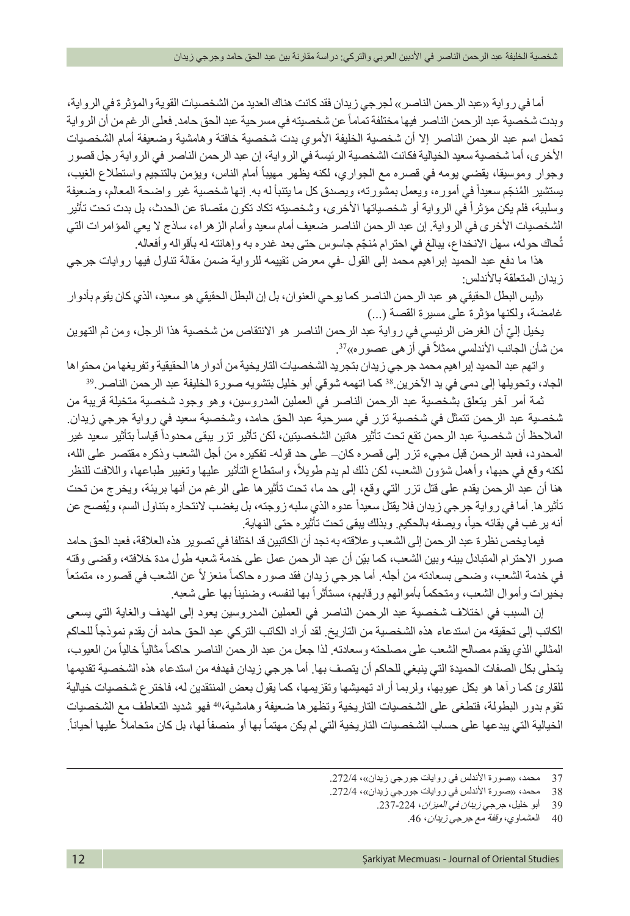أما في رواية «عبد الرحمن الناصر» لجرجي زيدان فقد كانت هناك العديد من الشخصيات القوية والمؤثرة في الرواية، وبدت شخصية عبد الرحمن الناصر فيها مختلفة تماماً عن شخصيته في مسرحية عبد الحق حامد. فعلى الرغم من أن الرواية تحمل اسم عبد الرحمن الناصر إلا أن شخصية الخليفة الأموي بدت شخصية خافتة وهامشية وضعيفة أمام الشخصيات الأخرى، أما شخصية سعيد الخيالية فكانت الشخصية الرئيسة في الرواية، إن عبد الرحمن الناصر في الرواية رجل قصور وجوار وموسيقا، يقضي يومه في قصره مع الجواري، لكنه يظهر مهيباً أمام الناس، ويؤمن بالتنجيم واستطلاع الغيب، يستشير المُنجّم سعيداً في أموره، ويعمل بمشورته، ويصدق كل ما يتنبأ له به. إنها شخصية غير واضحة المعالم، وضعيفة وسلبية، فلم يكن مؤثراً في الرواية أو شخصياتها الأخرى، وشخصيته تكاد تكون مقصاة عن الحدث، بل بدت تحت تأثير الشخصيات الأخرى في الرواية. إن عبد الرحمن الناصر ضعيف أمام سعيد وأمام الزهراء، ساذج لا يعي المؤامرات التي تُحاك حوله، سهل الانخداع، يبالغ في احترام مُنجّم جاسوس حتى بعد غدره به وإهانته له بأقواله وأفعاله.

هذا ما دفع عبد الحميد إبراهيم محمد إلى القول -في معرض تقييمه للرواية ضمن مقالة تناول فيها روايات جرجي زيدان المتعلقة بالأندلس:

«ليس البطل الحقيقي هو عبد الرحمن الناصر كما يوحي العنوان، بل إن البطل الحقيقي هو سعيد، الذي كان يقوم بأدوار غامضة، ولكنها مؤثرة على مسيرة القصة (...)

يخيل إليّ أن الغرض الرئيسي في رواية عبد الرحمن الناصر هو الانتقاص من شخصية هذا الرجل، ومن ثم التهوين من شأن الجانب الأندلسي ممثلاً في أزهى عصوره»[37].

واتهم عبد الحميد إبراهيم محمد جرجي زيدان بتجريد الشخصيات التاريخية من أدوارها الحقيقية وتفريغها من محتواها الجاد، وتحويلها إلى دمى في يد الآخرين.[38] كما اتهمه شوقي أبو خليل بتشويه صورة الخليفة عبد الرحمن الناصر.[39]

ثمة أمر آخر يتعلق بشخصية عبد الرحمن الناصر في العملين المدروسين، وهو وجود شخصية متخيلة قريبة من شخصية عبد الرحمن تتمثل في شخصية تزر في مسرحية عبد الحق حامد، وشخصية سعيد في رواية جرجي زيدان. الملاحظ أن شخصية عبد الرحمن تقع تحت تأثير هاتين الشخصيتين، لكن تأثير تزر يبقى محدوداً قياساً بتأثير سعيد غير المحدود، فعبد الرحمن قبل مجيء تزر إلى قصره كان– على حد قوله- تفكيره من أجل الشعب وذكره مقتصر على الله، لكنه وقع في حبها، وأهمل شؤون الشعب، لكن ذلك لم يدم طويلاً، واستطاع التأثير عليها وتغيير طباعها، واللافت للنظر هنا أن عبد الرحمن يقدم على قتل تزر التي وقع، إلى حد ما، تحت تأثيرها على الرغم من أنها بريئة، ويخرج من تحت تأثيرها. أما في رواية جرجي زيدان فلا يقتل سعيداً عدوه الذي سلبه زوجته، بل يغضب لانتحاره بتناول السم، ويُفصح عن أنه يرغب في بقائه حياً، ويصفه بالحكيم. وبذلك يبقى تحت تأثيره حتى النهاية.

فيما يخص نظرة عبد الرحمن إلى الشعب وعلاقته به نجد أن الكاتبين قد اختلفا في تصوير هذه العلاقة، فعبد الحق حامد صور الاحترام المتبادل بينه وبين الشعب، كما بيّن أن عبد الرحمن عمل على خدمة شعبه طول مدة خلافته، وقضى وقته في خدمة الشعب، وضحى بسعادته من أجله. أما جرجي زيدان فقد صوره حاكماً منعزلاً عن الشعب في قصوره، متمتعاً بخيرات وأموال الشعب، ومتحكماً بأموالهم ورقابهم، مستأثراً بها لنفسه، وضنيناً بها على شعبه.

إن السبب في اختلاف شخصية عبد الرحمن الناصر في العملين المدروسين يعود إلى الهدف والغاية التي يسعى الكاتب إلى تحقيقه من استدعاء هذه الشخصية من التاريخ. لقد أراد الكاتب التركي عبد الحق حامد أن يقدم نموذجاً للحاكم المثالي الذي يقدم مصالح الشعب على مصلحته وسعادته. لذا جعل من عبد الرحمن الناصر حاكماً مثالياً خالياً من العيوب، يتحلى بكل الصفات الحميدة التي ينبغي للحاكم أن يتصف بها. أما جرجي زيدان فهدفه من استدعاء هذه الشخصية تقديمها للقارئ كما رآها هو بكل عيوبها، ولربما أراد تهميشها وتقزيمها، كما يقول بعض المنتقدين له، فاخترع شخصيات خيالية تقوم بدور البطولة، فتطغى على الشخصيات التاريخية وتظهرها ضعيفة وهامشية،[40] فهو شديد التعاطف مع الشخصيات الخيالية التي يبدعها على حساب الشخصيات التاريخية التي لم يكن مهتماً بها أو منصفاً لها، بل كان متحاملاً عليها أحياناً.

---

37 محمد، «صورة الأندلس في روايات جورجي زيدان»، 272/4.

38 محمد، «صورة الأندلس في روايات جورجي زيدان»، 272/4.

39 أبو خليل، *جرجي زيدان في الميزان*، 224-237.

40 العشماوي، *وقفة مع جرجي زيدان*، 46.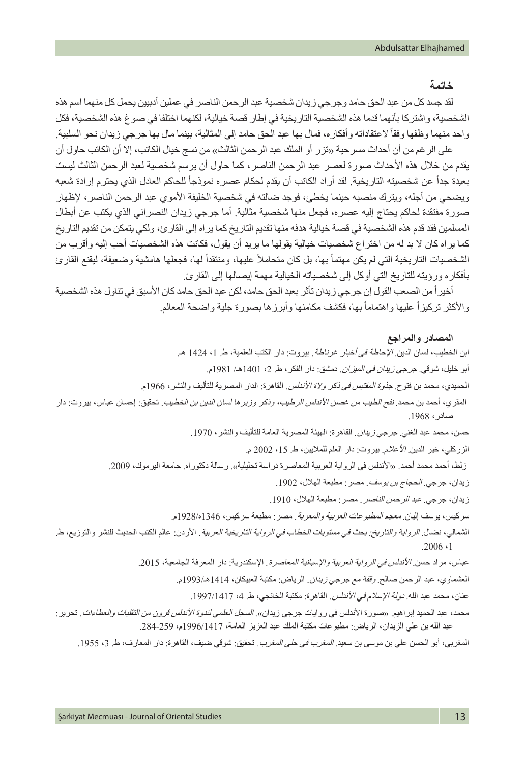### خاتمة

لقد جسد كل من عبد الحق حامد وجرجي زيدان شخصية عبد الرحمن الناصر في عملين أدبيين يحمل كل منهما اسم هذه الشخصية، واشتركا بأنهما قدما هذه الشخصية التاريخية في إطار قصة خيالية، لكنهما اختلفا في صوغ هذه الشخصية، فكل واحد منهما وظفها وفقاً لاعتقاداته وأفكاره، فمال بها عبد الحق حامد إلى المثالية، بينما مال بها جرجي زيدان نحو السلبية.

على الرغم من أن أحداث مسرحية «تزر أو الملك عبد الرحمن الثالث» من نسج خيال الكاتب، إلا أن الكاتب حاول أن يقدم من خلال هذه الأحداث صورة لعصر عبد الرحمن الناصر، كما حاول أن يرسم شخصية لعبد الرحمن الثالث ليست بعيدة جداً عن شخصيته التاريخية. لقد أراد الكاتب أن يقدم لحكام عصره نموذجاً للحاكم العادل الذي يحترم إرادة شعبه ويضحي من أجله، ويترك منصبه حينما يخطئ، فوجد ضالته في شخصية الخليفة الأموي عبد الرحمن الناصر، لإظهار صورة مفتقدة لحاكم يحتاج إليه عصره، فجعل منها شخصية مثالية. أما جرجي زيدان النصراني الذي يكتب عن أبطال المسلمين فقد قدم هذه الشخصية في قصة خيالية هدفه منها تقديم التاريخ كما يراه إلى القارئ، ولكي يتمكن من تقديم التاريخ كما يراه كان لا بد له من اختراع شخصيات خيالية يقولها ما يريد أن يقول، فكانت هذه الشخصيات أحب إليه وأقرب من الشخصيات التاريخية التي لم يكن مهتماً بها، بل كان متحاملاً عليها، ومنتقداً لها، فجعلها هامشية وضعيفة، ليقنع القارئ بأفكاره ورؤيته للتاريخ التي أوكل إلى شخصياته الخيالية مهمة إيصالها إلى القارئ.

أخيراً من الصعب القول إن جرجي زيدان تأثر بعبد الحق حامد، لكن عبد الحق حامد كان الأسبق في تناول هذه الشخصية والأكثر تركيزاً عليها واهتماماً بها، فكشف مكامنها وأبرزها بصورة جلية واضحة المعالم.

### المصادر والمراجع

ابن الخطيب، لسان الدين. *الإحاطة في أخبار غرناطة*. بيروت: دار الكتب العلمية، ط. 1، 1424 هـ.

أبو خليل، شوقي. *جرجي زيدان في الميزان*. دمشق: دار الفكر، ط. 2، 1401هـ/ 1981م.

الحميدي، محمد بن فتوح. *جذوة المقتبس في ذكر ولاة الأندلس*. القاهرة: الدار المصرية للتأليف والنشر، 1966م.

المقري، أحمد بن محمد. *نفح الطيب من غصن الأندلس الرطيب، وذكر وزيرها لسان الدين بن الخطيب*. تحقيق: إحسان عباس، بيروت: دار صادر، 1968.

حسن، محمد عبد الغني. *جرجي زيدان*. القاهرة: الهيئة المصرية العامة للتأليف والنشر، 1970.

الزركلي، خير الدين. *الأعلام*. بيروت: دار العلم للملايين، ط. 15، 2002 م.

زلط، أحمد محمد أحمد. «الأندلس في الرواية العربية المعاصرة دراسة تحليلية». رسالة دكتوراه. جامعة اليرموك، 2009.

زيدان، جرجي. *الحجاج بن يوسف*. مصر: مطبعة الهلال، 1902.

زيدان، جرجي. *عبد الرحمن الناصر*. مصر: مطبعة الهلال، 1910.

سركيس، يوسف إليان. *معجم المطبوعات العربية والمعربة*. مصر: مطبعة سركيس، 1346ه/1928م.

الشمالي، نضال. *الرواية والتاريخ: بحث في مستويات الخطاب في الرواية التاريخية العربية*. الأردن: عالم الكتب الحديث للنشر والتوزيع، ط. 1، 2006.

عباس، مراد حسن. *الأندلس في الرواية العربية والإسبانية المعاصرة*. الإسكندرية: دار المعرفة الجامعية، 2015.

العشماوي، عبد الرحمن صالح. *وقفة مع جرجي زيدان*. الرياض: مكتبة العبيكان، 1414هـ/1993م.

عنان، محمد عبد الله. *دولة الإسلام في الأندلس*. القاهرة: مكتبة الخانجي، ط. 4، 1417/1997.

محمد، عبد الحميد إبراهيم. «صورة الأندلس في روايات جرجي زيدان». *السجل العلمي لندوة الأندلس قرون من التقلبات والعطاءات*. تحرير: عبد الله بن علي الزيدان، الرياض: مطبوعات مكتبة الملك عبد العزيز العامة، 1417/1996م، 259-284.

المغربي، أبو الحسن علي بن موسى بن سعيد. *المغرب في حلى المغرب*. تحقيق: شوقي ضيف، القاهرة: دار المعارف، ط. 3، 1955.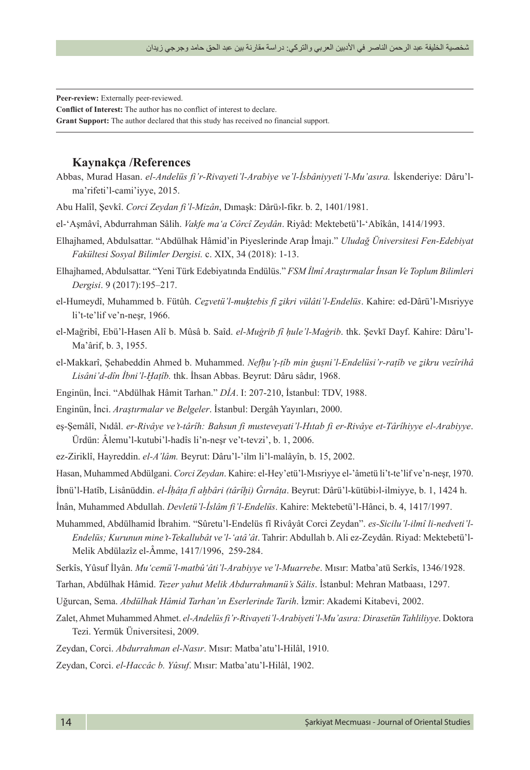**Peer-review:** Externally peer-reviewed.

**Conflict of Interest:** The author has no conflict of interest to declare.

**Grant Support:** The author declared that this study has received no financial support.

## Kaynakça /References

Abbas, Murad Hasan. *el-Andelüs fi'r-Rivayeti'l-Arabiye ve'l-İsbâniyyeti'l-Mu'asıra.* İskenderiye: Dâru'l-ma'rifeti'l-cami'iyye, 2015.

Abu Halîl, Şevkî. *Corci Zeydan fi'l-Mizân*, Dımaşk: Dârü›l-fikr. b. 2, 1401/1981.

el-'Aşmâvî, Abdurrahman Sâlih. *Vakfe ma'a Côrcî Zeydân*. Riyâd: Mektebetü'l-'Abîkân, 1414/1993.

Elhajhamed, Abdulsattar. "Abdülhak Hâmid'in Piyeslerinde Arap İmajı." *Uludağ Üniversitesi Fen-Edebiyat Fakültesi Sosyal Bilimler Dergisi.* c. XIX, 34 (2018): 1-13.

Elhajhamed, Abdulsattar. "Yeni Türk Edebiyatında Endülüs." *FSM İlmî Araştırmalar İnsan Ve Toplum Bilimleri Dergisi*. 9 (2017):195–217.

el-Humeydî, Muhammed b. Fütûh. *Cez̠vetü'l-muḳtebis fî z̠ikri vülâti'l-Endelüs*. Kahire: ed-Dârü'l-Mısriyye li't-te'lif ve'n-neşr, 1966.

el-Mağribî, Ebü'l-Hasen Alî b. Mûsâ b. Saîd. *el-Muġrib fî ḥule'l-Maġrib*. thk. Şevkī Dayf. Kahire: Dâru'l-Ma'ârif, b. 3, 1955.

el-Makkarî, Şehabeddin Ahmed b. Muhammed. *Nefḥu'ṭ-ṭîb min ġuṣni'l-Endelüsi'r-raṭîb ve z̠ikru vezîrihâ Lisâni'd-dîn İbni'l-Ḫaṭîb.* thk. İhsan Abbas. Beyrut: Dâru sâdır, 1968.

Enginün, İnci. "Abdülhak Hâmit Tarhan." *DİA*. I: 207-210, İstanbul: TDV, 1988.

Enginün, İnci. *Araştırmalar ve Belgeler*. İstanbul: Dergâh Yayınları, 2000.

eş-Şemâlî, Nıdâl. *er-Rivâye ve't-târîh: Bahsun fî musteveyati'l-Hıtab fi er-Rivâye et-Târîhiyye el-Arabiyye*. Ürdün: Âlemu'l-kutubi'l-hadîs li'n-neşr ve't-tevzi', b. 1, 2006.

ez-Ziriklî, Hayreddin. *el-A'lâm.* Beyrut: Dâru'l-'ilm li'l-malâyîn, b. 15, 2002.

Hasan, Muhammed Abdülgani. *Corci Zeydan*. Kahire: el-Hey'etü'l-Mısriyye el-'âmetü li't-te'lif ve'n-neşr, 1970.

İbnü'l-Hatîb, Lisânüddin. *el-İḥâṭa fî aḫbâri (târîḫi) Ġırnâṭa*. Beyrut: Dârü'l-kütübi›l-ilmiyye, b. 1, 1424 h.

İnân, Muhammed Abdullah. *Devletü'l-İslâm fi'l-Endelüs*. Kahire: Mektebetü'l-Hânci, b. 4, 1417/1997.

Muhammed, Abdülhamid İbrahim. "Sûretu'l-Endelüs fî Rivâyât Corci Zeydan". *es-Sicilu'l-ilmî li-nedveti'l-Endelüs; Kurunun mine't-Tekallubât ve'l-'atâ'ât*. Tahrir: Abdullah b. Ali ez-Zeydân. Riyad: Mektebetü'l-Melik Abdülazîz el-Âmme, 1417/1996, 259-284.

Serkîs, Yûsuf İlyân. *Mu'cemü'l-matbû'âti'l-Arabiyye ve'l-Muarrebe*. Mısır: Matba'atü Serkîs, 1346/1928.

Tarhan, Abdülhak Hâmid. *Tezer yahut Melik Abdurrahmanü's Sâlis*. İstanbul: Mehran Matbaası, 1297.

Uğurcan, Sema. *Abdülhak Hâmid Tarhan'ın Eserlerinde Tarih*. İzmir: Akademi Kitabevi, 2002.

Zalet, Ahmet Muhammed Ahmet. *el-Andelüs fi'r-Rivayeti'l-Arabiyeti'l-Mu'asıra: Dirasetün Tahliliyye*. Doktora Tezi. Yermük Üniversitesi, 2009.

Zeydan, Corci. *Abdurrahman el-Nasır*. Mısır: Matba'atu'l-Hilâl, 1910.

Zeydan, Corci. *el-Haccâc b. Yûsuf*. Mısır: Matba'atu'l-Hilâl, 1902.